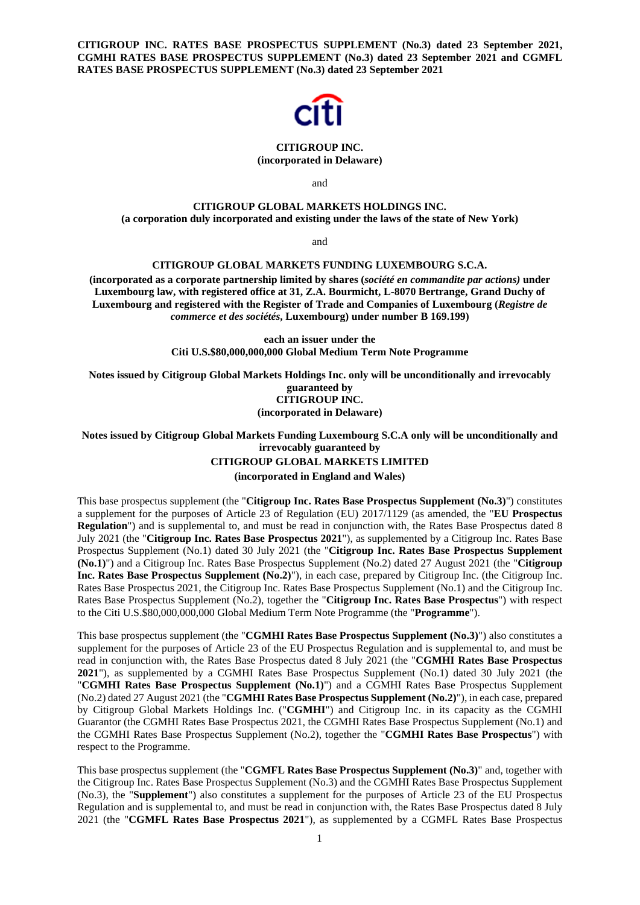**CITIGROUP INC. RATES BASE PROSPECTUS SUPPLEMENT (No.3) dated 23 September 2021, CGMHI RATES BASE PROSPECTUS SUPPLEMENT (No.3) dated 23 September 2021 and CGMFL RATES BASE PROSPECTUS SUPPLEMENT (No.3) dated 23 September 2021**

**CITIGROUP INC.**
**(incorporated in Delaware)**

and

**CITIGROUP GLOBAL MARKETS HOLDINGS INC.**
**(a corporation duly incorporated and existing under the laws of the state of New York)**

and

**CITIGROUP GLOBAL MARKETS FUNDING LUXEMBOURG S.C.A.**

**(incorporated as a corporate partnership limited by shares (*société en commandite par actions)* under Luxembourg law, with registered office at 31, Z.A. Bourmicht, L-8070 Bertrange, Grand Duchy of Luxembourg and registered with the Register of Trade and Companies of Luxembourg (*Registre de commerce et des sociétés*, Luxembourg) under number B 169.199)**

**each an issuer under the**
**Citi U.S.$80,000,000,000 Global Medium Term Note Programme**

**Notes issued by Citigroup Global Markets Holdings Inc. only will be unconditionally and irrevocably guaranteed by**
**CITIGROUP INC.**
**(incorporated in Delaware)**

**Notes issued by Citigroup Global Markets Funding Luxembourg S.C.A only will be unconditionally and irrevocably guaranteed by**
**CITIGROUP GLOBAL MARKETS LIMITED**
**(incorporated in England and Wales)**

This base prospectus supplement (the "**Citigroup Inc. Rates Base Prospectus Supplement (No.3)**") constitutes a supplement for the purposes of Article 23 of Regulation (EU) 2017/1129 (as amended, the "**EU Prospectus Regulation**") and is supplemental to, and must be read in conjunction with, the Rates Base Prospectus dated 8 July 2021 (the "**Citigroup Inc. Rates Base Prospectus 2021**"), as supplemented by a Citigroup Inc. Rates Base Prospectus Supplement (No.1) dated 30 July 2021 (the "**Citigroup Inc. Rates Base Prospectus Supplement (No.1)**") and a Citigroup Inc. Rates Base Prospectus Supplement (No.2) dated 27 August 2021 (the "**Citigroup Inc. Rates Base Prospectus Supplement (No.2)**"), in each case, prepared by Citigroup Inc. (the Citigroup Inc. Rates Base Prospectus 2021, the Citigroup Inc. Rates Base Prospectus Supplement (No.1) and the Citigroup Inc. Rates Base Prospectus Supplement (No.2), together the "**Citigroup Inc. Rates Base Prospectus**") with respect to the Citi U.S.$80,000,000,000 Global Medium Term Note Programme (the "**Programme**").

This base prospectus supplement (the "**CGMHI Rates Base Prospectus Supplement (No.3)**") also constitutes a supplement for the purposes of Article 23 of the EU Prospectus Regulation and is supplemental to, and must be read in conjunction with, the Rates Base Prospectus dated 8 July 2021 (the "**CGMHI Rates Base Prospectus 2021**"), as supplemented by a CGMHI Rates Base Prospectus Supplement (No.1) dated 30 July 2021 (the "**CGMHI Rates Base Prospectus Supplement (No.1)**") and a CGMHI Rates Base Prospectus Supplement (No.2) dated 27 August 2021 (the "**CGMHI Rates Base Prospectus Supplement (No.2)**"), in each case, prepared by Citigroup Global Markets Holdings Inc. ("**CGMHI**") and Citigroup Inc. in its capacity as the CGMHI Guarantor (the CGMHI Rates Base Prospectus 2021, the CGMHI Rates Base Prospectus Supplement (No.1) and the CGMHI Rates Base Prospectus Supplement (No.2), together the "**CGMHI Rates Base Prospectus**") with respect to the Programme.

This base prospectus supplement (the "**CGMFL Rates Base Prospectus Supplement (No.3)**" and, together with the Citigroup Inc. Rates Base Prospectus Supplement (No.3) and the CGMHI Rates Base Prospectus Supplement (No.3), the "**Supplement**") also constitutes a supplement for the purposes of Article 23 of the EU Prospectus Regulation and is supplemental to, and must be read in conjunction with, the Rates Base Prospectus dated 8 July 2021 (the "**CGMFL Rates Base Prospectus 2021**"), as supplemented by a CGMFL Rates Base Prospectus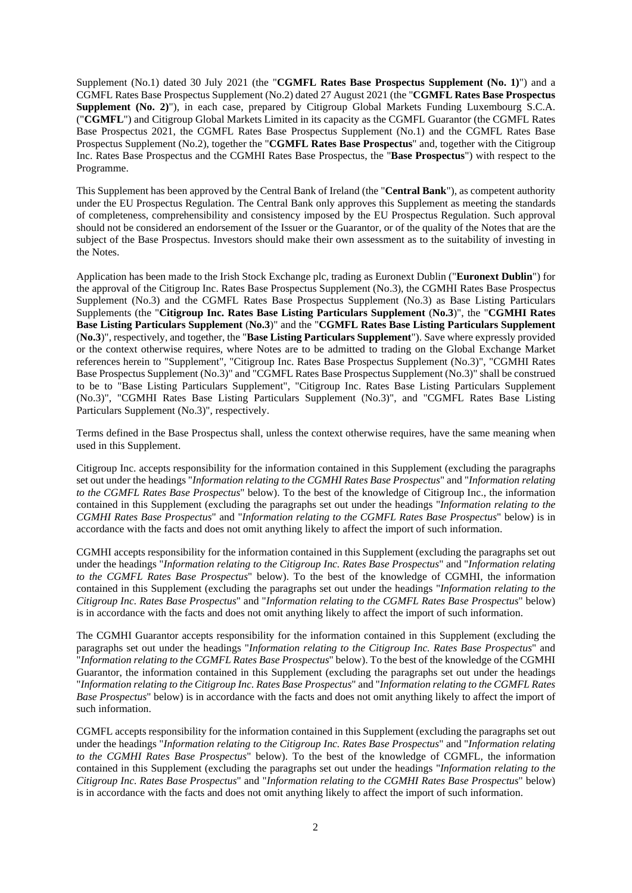Supplement (No.1) dated 30 July 2021 (the "**CGMFL Rates Base Prospectus Supplement (No. 1)**") and a CGMFL Rates Base Prospectus Supplement (No.2) dated 27 August 2021 (the "**CGMFL Rates Base Prospectus Supplement (No. 2)**"), in each case, prepared by Citigroup Global Markets Funding Luxembourg S.C.A. ("**CGMFL**") and Citigroup Global Markets Limited in its capacity as the CGMFL Guarantor (the CGMFL Rates Base Prospectus 2021, the CGMFL Rates Base Prospectus Supplement (No.1) and the CGMFL Rates Base Prospectus Supplement (No.2), together the "**CGMFL Rates Base Prospectus**" and, together with the Citigroup Inc. Rates Base Prospectus and the CGMHI Rates Base Prospectus, the "**Base Prospectus**") with respect to the Programme.

This Supplement has been approved by the Central Bank of Ireland (the "**Central Bank**"), as competent authority under the EU Prospectus Regulation. The Central Bank only approves this Supplement as meeting the standards of completeness, comprehensibility and consistency imposed by the EU Prospectus Regulation. Such approval should not be considered an endorsement of the Issuer or the Guarantor, or of the quality of the Notes that are the subject of the Base Prospectus. Investors should make their own assessment as to the suitability of investing in the Notes.

Application has been made to the Irish Stock Exchange plc, trading as Euronext Dublin ("**Euronext Dublin**") for the approval of the Citigroup Inc. Rates Base Prospectus Supplement (No.3), the CGMHI Rates Base Prospectus Supplement (No.3) and the CGMFL Rates Base Prospectus Supplement (No.3) as Base Listing Particulars Supplements (the "**Citigroup Inc. Rates Base Listing Particulars Supplement** (**No.3**)", the "**CGMHI Rates Base Listing Particulars Supplement** (**No.3**)" and the "**CGMFL Rates Base Listing Particulars Supplement** (**No.3**)", respectively, and together, the "**Base Listing Particulars Supplement**"). Save where expressly provided or the context otherwise requires, where Notes are to be admitted to trading on the Global Exchange Market references herein to "Supplement", "Citigroup Inc. Rates Base Prospectus Supplement (No.3)", "CGMHI Rates Base Prospectus Supplement (No.3)" and "CGMFL Rates Base Prospectus Supplement (No.3)" shall be construed to be to "Base Listing Particulars Supplement", "Citigroup Inc. Rates Base Listing Particulars Supplement (No.3)", "CGMHI Rates Base Listing Particulars Supplement (No.3)", and "CGMFL Rates Base Listing Particulars Supplement (No.3)", respectively.

Terms defined in the Base Prospectus shall, unless the context otherwise requires, have the same meaning when used in this Supplement.

Citigroup Inc. accepts responsibility for the information contained in this Supplement (excluding the paragraphs set out under the headings "*Information relating to the CGMHI Rates Base Prospectus*" and "*Information relating to the CGMFL Rates Base Prospectus*" below). To the best of the knowledge of Citigroup Inc., the information contained in this Supplement (excluding the paragraphs set out under the headings "*Information relating to the CGMHI Rates Base Prospectus*" and "*Information relating to the CGMFL Rates Base Prospectus*" below) is in accordance with the facts and does not omit anything likely to affect the import of such information.

CGMHI accepts responsibility for the information contained in this Supplement (excluding the paragraphs set out under the headings "*Information relating to the Citigroup Inc. Rates Base Prospectus*" and "*Information relating to the CGMFL Rates Base Prospectus*" below). To the best of the knowledge of CGMHI, the information contained in this Supplement (excluding the paragraphs set out under the headings "*Information relating to the Citigroup Inc. Rates Base Prospectus*" and "*Information relating to the CGMFL Rates Base Prospectus*" below) is in accordance with the facts and does not omit anything likely to affect the import of such information.

The CGMHI Guarantor accepts responsibility for the information contained in this Supplement (excluding the paragraphs set out under the headings "*Information relating to the Citigroup Inc. Rates Base Prospectus*" and "*Information relating to the CGMFL Rates Base Prospectus*" below). To the best of the knowledge of the CGMHI Guarantor, the information contained in this Supplement (excluding the paragraphs set out under the headings "*Information relating to the Citigroup Inc. Rates Base Prospectus*" and "*Information relating to the CGMFL Rates Base Prospectus*" below) is in accordance with the facts and does not omit anything likely to affect the import of such information.

CGMFL accepts responsibility for the information contained in this Supplement (excluding the paragraphs set out under the headings "*Information relating to the Citigroup Inc. Rates Base Prospectus*" and "*Information relating to the CGMHI Rates Base Prospectus*" below). To the best of the knowledge of CGMFL, the information contained in this Supplement (excluding the paragraphs set out under the headings "*Information relating to the Citigroup Inc. Rates Base Prospectus*" and "*Information relating to the CGMHI Rates Base Prospectus*" below) is in accordance with the facts and does not omit anything likely to affect the import of such information.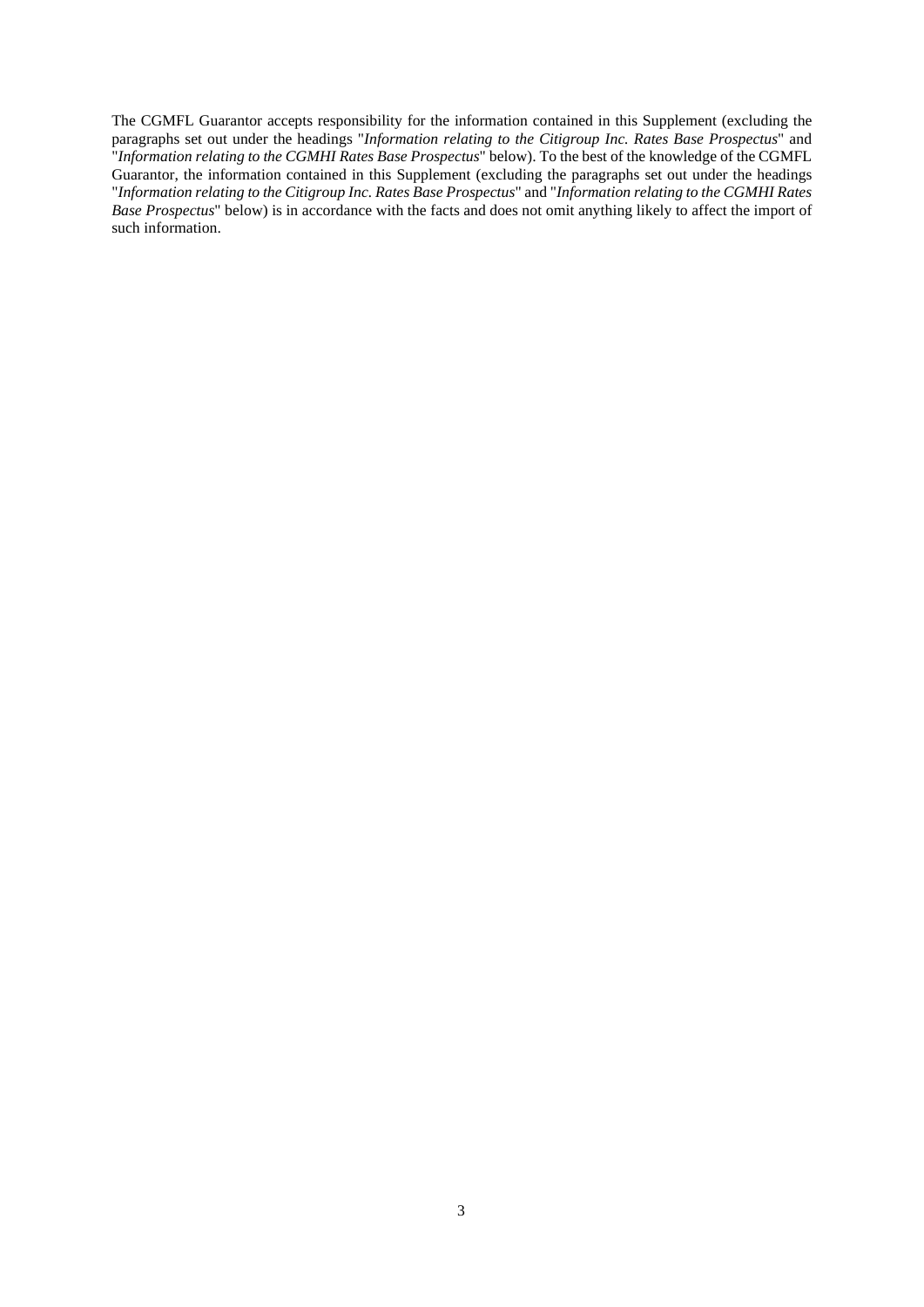The CGMFL Guarantor accepts responsibility for the information contained in this Supplement (excluding the paragraphs set out under the headings "*Information relating to the Citigroup Inc. Rates Base Prospectus*" and "*Information relating to the CGMHI Rates Base Prospectus*" below). To the best of the knowledge of the CGMFL Guarantor, the information contained in this Supplement (excluding the paragraphs set out under the headings "*Information relating to the Citigroup Inc. Rates Base Prospectus*" and "*Information relating to the CGMHI Rates Base Prospectus*" below) is in accordance with the facts and does not omit anything likely to affect the import of such information.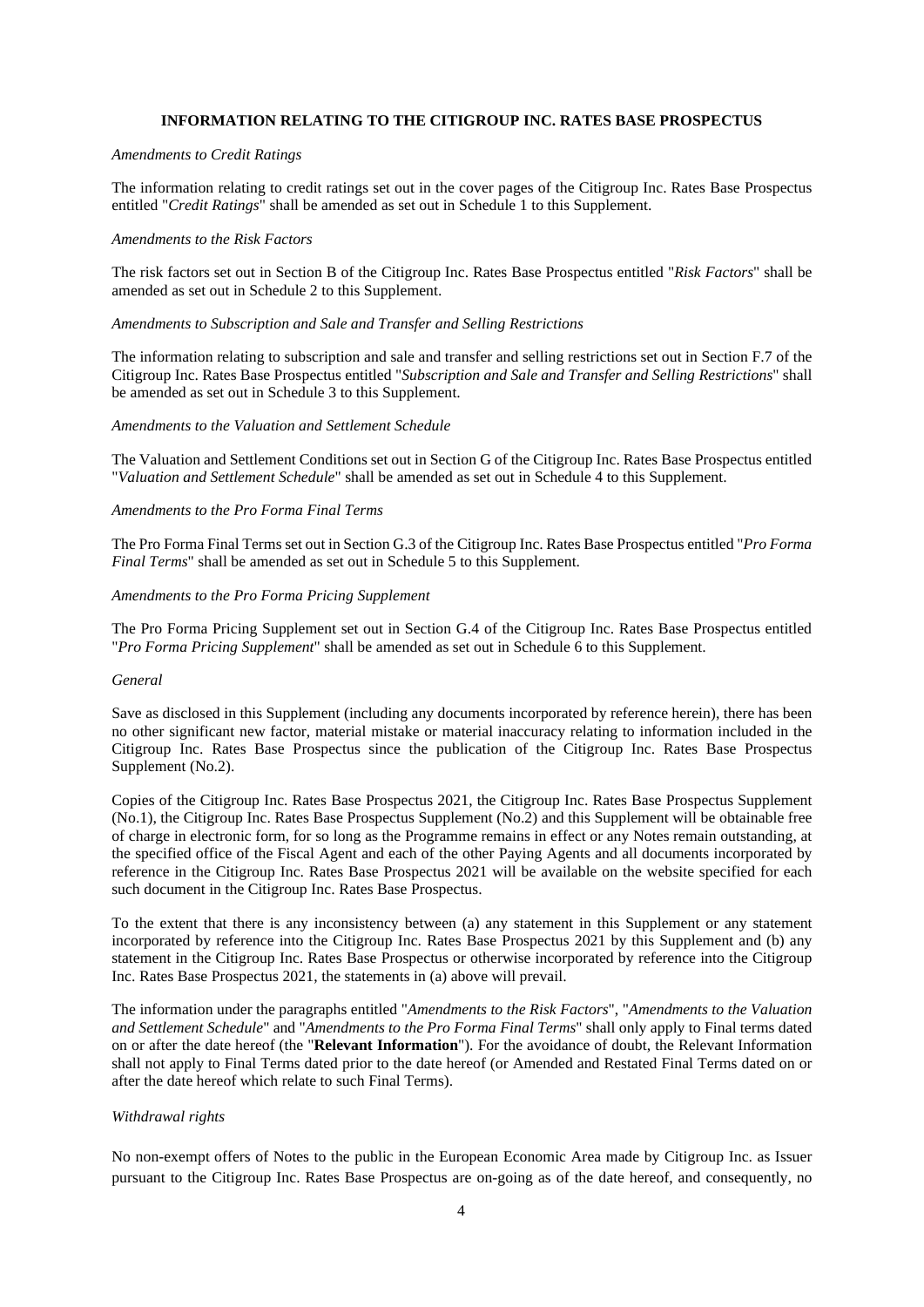## INFORMATION RELATING TO THE CITIGROUP INC. RATES BASE PROSPECTUS

*Amendments to Credit Ratings*

The information relating to credit ratings set out in the cover pages of the Citigroup Inc. Rates Base Prospectus entitled "*Credit Ratings*" shall be amended as set out in Schedule 1 to this Supplement.

*Amendments to the Risk Factors*

The risk factors set out in Section B of the Citigroup Inc. Rates Base Prospectus entitled "*Risk Factors*" shall be amended as set out in Schedule 2 to this Supplement.

*Amendments to Subscription and Sale and Transfer and Selling Restrictions*

The information relating to subscription and sale and transfer and selling restrictions set out in Section F.7 of the Citigroup Inc. Rates Base Prospectus entitled "*Subscription and Sale and Transfer and Selling Restrictions*" shall be amended as set out in Schedule 3 to this Supplement.

*Amendments to the Valuation and Settlement Schedule*

The Valuation and Settlement Conditions set out in Section G of the Citigroup Inc. Rates Base Prospectus entitled "*Valuation and Settlement Schedule*" shall be amended as set out in Schedule 4 to this Supplement.

*Amendments to the Pro Forma Final Terms*

The Pro Forma Final Terms set out in Section G.3 of the Citigroup Inc. Rates Base Prospectus entitled "*Pro Forma Final Terms*" shall be amended as set out in Schedule 5 to this Supplement.

*Amendments to the Pro Forma Pricing Supplement*

The Pro Forma Pricing Supplement set out in Section G.4 of the Citigroup Inc. Rates Base Prospectus entitled "*Pro Forma Pricing Supplement*" shall be amended as set out in Schedule 6 to this Supplement.

*General*

Save as disclosed in this Supplement (including any documents incorporated by reference herein), there has been no other significant new factor, material mistake or material inaccuracy relating to information included in the Citigroup Inc. Rates Base Prospectus since the publication of the Citigroup Inc. Rates Base Prospectus Supplement (No.2).

Copies of the Citigroup Inc. Rates Base Prospectus 2021, the Citigroup Inc. Rates Base Prospectus Supplement (No.1), the Citigroup Inc. Rates Base Prospectus Supplement (No.2) and this Supplement will be obtainable free of charge in electronic form, for so long as the Programme remains in effect or any Notes remain outstanding, at the specified office of the Fiscal Agent and each of the other Paying Agents and all documents incorporated by reference in the Citigroup Inc. Rates Base Prospectus 2021 will be available on the website specified for each such document in the Citigroup Inc. Rates Base Prospectus.

To the extent that there is any inconsistency between (a) any statement in this Supplement or any statement incorporated by reference into the Citigroup Inc. Rates Base Prospectus 2021 by this Supplement and (b) any statement in the Citigroup Inc. Rates Base Prospectus or otherwise incorporated by reference into the Citigroup Inc. Rates Base Prospectus 2021, the statements in (a) above will prevail.

The information under the paragraphs entitled "*Amendments to the Risk Factors*", "*Amendments to the Valuation and Settlement Schedule*" and "*Amendments to the Pro Forma Final Terms*" shall only apply to Final terms dated on or after the date hereof (the "**Relevant Information**"). For the avoidance of doubt, the Relevant Information shall not apply to Final Terms dated prior to the date hereof (or Amended and Restated Final Terms dated on or after the date hereof which relate to such Final Terms).

*Withdrawal rights*

No non-exempt offers of Notes to the public in the European Economic Area made by Citigroup Inc. as Issuer pursuant to the Citigroup Inc. Rates Base Prospectus are on-going as of the date hereof, and consequently, no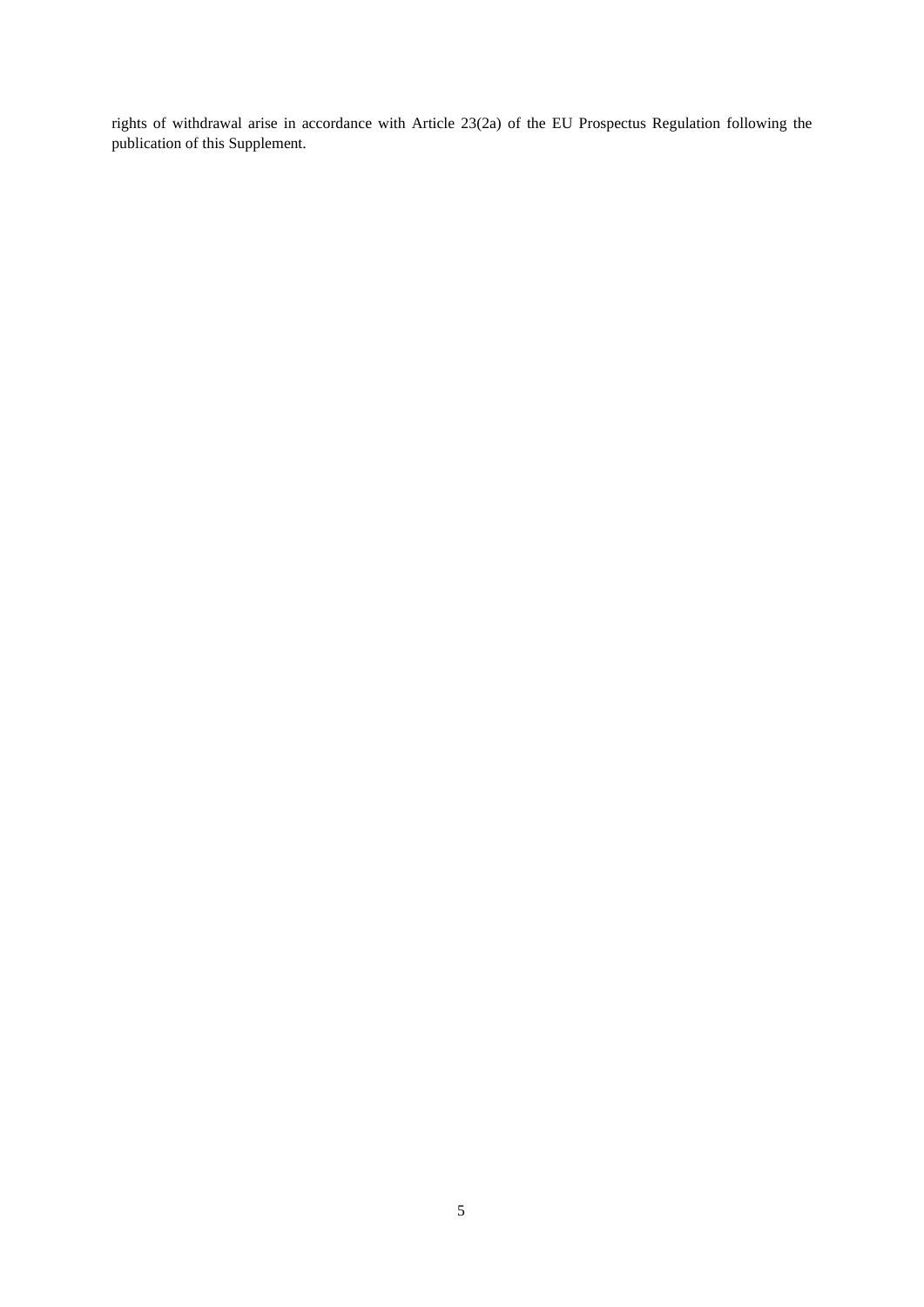rights of withdrawal arise in accordance with Article 23(2a) of the EU Prospectus Regulation following the publication of this Supplement.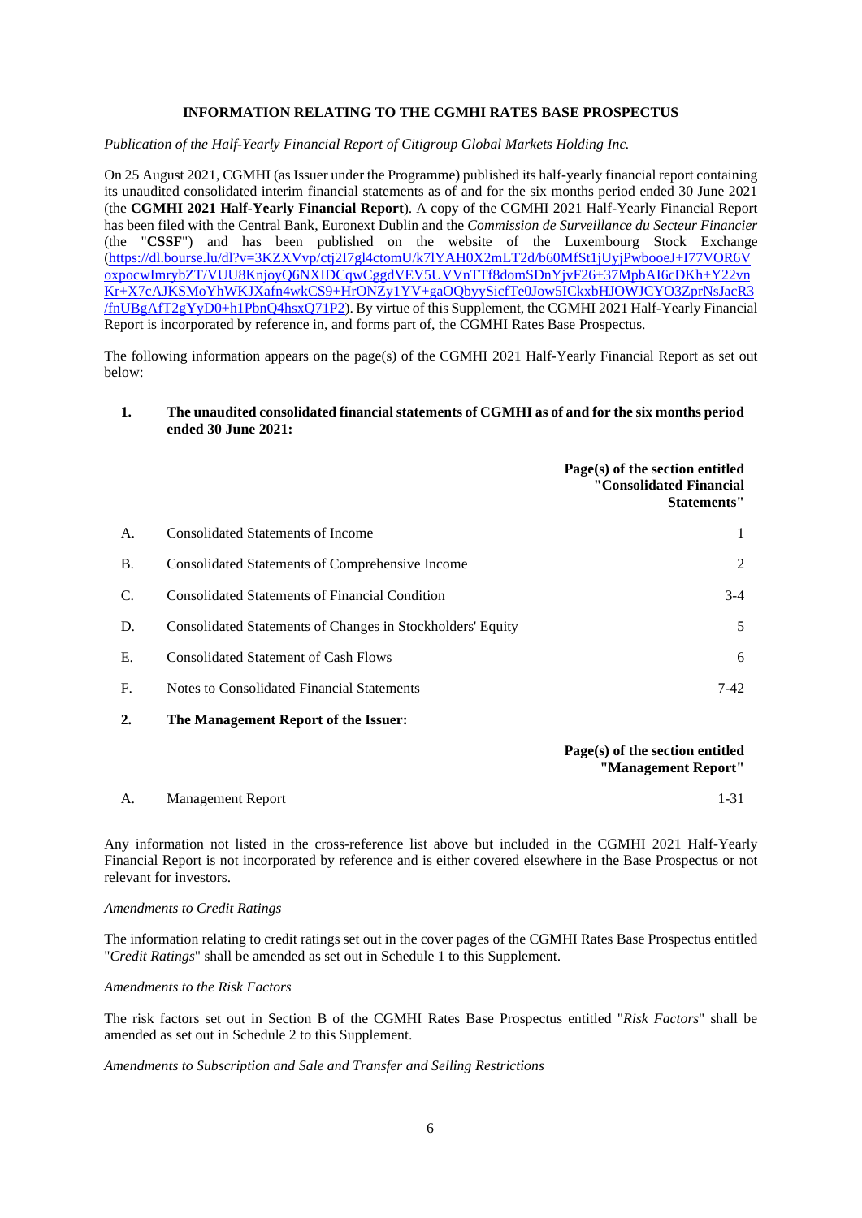**INFORMATION RELATING TO THE CGMHI RATES BASE PROSPECTUS**

*Publication of the Half-Yearly Financial Report of Citigroup Global Markets Holding Inc.*

On 25 August 2021, CGMHI (as Issuer under the Programme) published its half-yearly financial report containing its unaudited consolidated interim financial statements as of and for the six months period ended 30 June 2021 (the **CGMHI 2021 Half-Yearly Financial Report**). A copy of the CGMHI 2021 Half-Yearly Financial Report has been filed with the Central Bank, Euronext Dublin and the *Commission de Surveillance du Secteur Financier* (the "**CSSF**") and has been published on the website of the Luxembourg Stock Exchange (https://dl.bourse.lu/dl?v=3KZXVvp/ctj2I7gl4ctomU/k7lYAH0X2mLT2d/b60MfSt1jUyjPwbooeJ+I77VOR6VoxpocwImrybZT/VUU8KnjoyQ6NXIDCqwCggdVEV5UVVnTTf8domSDnYjvF26+37MpbAI6cDKh+Y22vnKr+X7cAJKSMoYhWKJXafn4wkCS9+HrONZy1YV+gaOQbyySicfTe0Jow5ICkxbHJOWJCYO3ZprNsJacR3/fnUBgAfT2gYyD0+h1PbnQ4hsxQ71P2). By virtue of this Supplement, the CGMHI 2021 Half-Yearly Financial Report is incorporated by reference in, and forms part of, the CGMHI Rates Base Prospectus.

The following information appears on the page(s) of the CGMHI 2021 Half-Yearly Financial Report as set out below:

| | | |
|---|---|---|
| **1.** | **The unaudited consolidated financial statements of CGMHI as of and for the six months period ended 30 June 2021:** | |
| | | **Page(s) of the section entitled "Consolidated Financial Statements"** |
| A. | Consolidated Statements of Income | 1 |
| B. | Consolidated Statements of Comprehensive Income | 2 |
| C. | Consolidated Statements of Financial Condition | 3-4 |
| D. | Consolidated Statements of Changes in Stockholders' Equity | 5 |
| E. | Consolidated Statement of Cash Flows | 6 |
| F. | Notes to Consolidated Financial Statements | 7-42 |
| **2.** | **The Management Report of the Issuer:** | |
| | | **Page(s) of the section entitled "Management Report"** |
| A. | Management Report | 1-31 |

Any information not listed in the cross-reference list above but included in the CGMHI 2021 Half-Yearly Financial Report is not incorporated by reference and is either covered elsewhere in the Base Prospectus or not relevant for investors.

*Amendments to Credit Ratings*

The information relating to credit ratings set out in the cover pages of the CGMHI Rates Base Prospectus entitled "*Credit Ratings*" shall be amended as set out in Schedule 1 to this Supplement.

*Amendments to the Risk Factors*

The risk factors set out in Section B of the CGMHI Rates Base Prospectus entitled "*Risk Factors*" shall be amended as set out in Schedule 2 to this Supplement.

*Amendments to Subscription and Sale and Transfer and Selling Restrictions*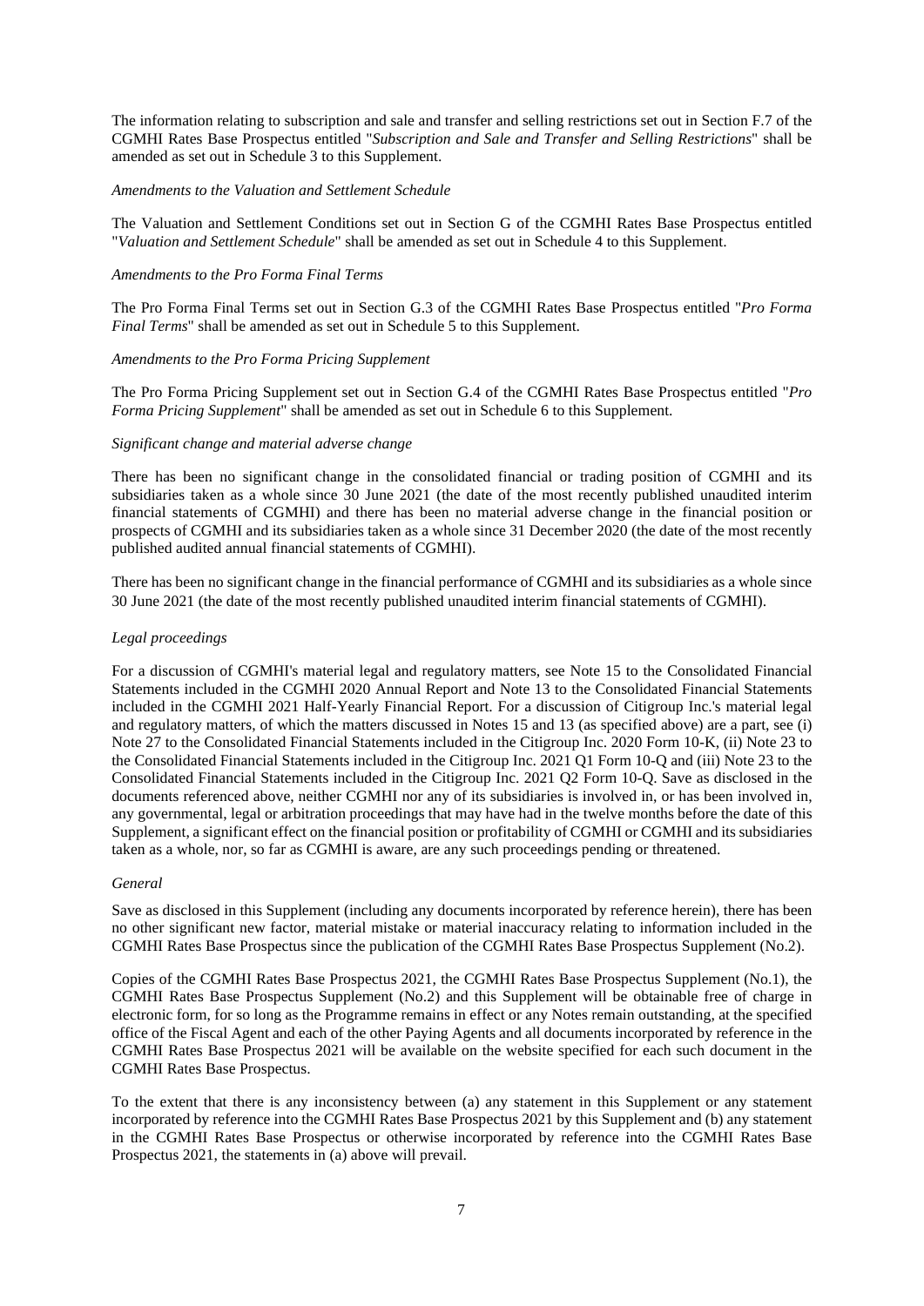The information relating to subscription and sale and transfer and selling restrictions set out in Section F.7 of the CGMHI Rates Base Prospectus entitled "*Subscription and Sale and Transfer and Selling Restrictions*" shall be amended as set out in Schedule 3 to this Supplement.

*Amendments to the Valuation and Settlement Schedule*

The Valuation and Settlement Conditions set out in Section G of the CGMHI Rates Base Prospectus entitled "*Valuation and Settlement Schedule*" shall be amended as set out in Schedule 4 to this Supplement.

*Amendments to the Pro Forma Final Terms*

The Pro Forma Final Terms set out in Section G.3 of the CGMHI Rates Base Prospectus entitled "*Pro Forma Final Terms*" shall be amended as set out in Schedule 5 to this Supplement.

*Amendments to the Pro Forma Pricing Supplement*

The Pro Forma Pricing Supplement set out in Section G.4 of the CGMHI Rates Base Prospectus entitled "*Pro Forma Pricing Supplement*" shall be amended as set out in Schedule 6 to this Supplement.

*Significant change and material adverse change*

There has been no significant change in the consolidated financial or trading position of CGMHI and its subsidiaries taken as a whole since 30 June 2021 (the date of the most recently published unaudited interim financial statements of CGMHI) and there has been no material adverse change in the financial position or prospects of CGMHI and its subsidiaries taken as a whole since 31 December 2020 (the date of the most recently published audited annual financial statements of CGMHI).

There has been no significant change in the financial performance of CGMHI and its subsidiaries as a whole since 30 June 2021 (the date of the most recently published unaudited interim financial statements of CGMHI).

*Legal proceedings*

For a discussion of CGMHI's material legal and regulatory matters, see Note 15 to the Consolidated Financial Statements included in the CGMHI 2020 Annual Report and Note 13 to the Consolidated Financial Statements included in the CGMHI 2021 Half-Yearly Financial Report. For a discussion of Citigroup Inc.'s material legal and regulatory matters, of which the matters discussed in Notes 15 and 13 (as specified above) are a part, see (i) Note 27 to the Consolidated Financial Statements included in the Citigroup Inc. 2020 Form 10-K, (ii) Note 23 to the Consolidated Financial Statements included in the Citigroup Inc. 2021 Q1 Form 10-Q and (iii) Note 23 to the Consolidated Financial Statements included in the Citigroup Inc. 2021 Q2 Form 10-Q. Save as disclosed in the documents referenced above, neither CGMHI nor any of its subsidiaries is involved in, or has been involved in, any governmental, legal or arbitration proceedings that may have had in the twelve months before the date of this Supplement, a significant effect on the financial position or profitability of CGMHI or CGMHI and its subsidiaries taken as a whole, nor, so far as CGMHI is aware, are any such proceedings pending or threatened.

*General*

Save as disclosed in this Supplement (including any documents incorporated by reference herein), there has been no other significant new factor, material mistake or material inaccuracy relating to information included in the CGMHI Rates Base Prospectus since the publication of the CGMHI Rates Base Prospectus Supplement (No.2).

Copies of the CGMHI Rates Base Prospectus 2021, the CGMHI Rates Base Prospectus Supplement (No.1), the CGMHI Rates Base Prospectus Supplement (No.2) and this Supplement will be obtainable free of charge in electronic form, for so long as the Programme remains in effect or any Notes remain outstanding, at the specified office of the Fiscal Agent and each of the other Paying Agents and all documents incorporated by reference in the CGMHI Rates Base Prospectus 2021 will be available on the website specified for each such document in the CGMHI Rates Base Prospectus.

To the extent that there is any inconsistency between (a) any statement in this Supplement or any statement incorporated by reference into the CGMHI Rates Base Prospectus 2021 by this Supplement and (b) any statement in the CGMHI Rates Base Prospectus or otherwise incorporated by reference into the CGMHI Rates Base Prospectus 2021, the statements in (a) above will prevail.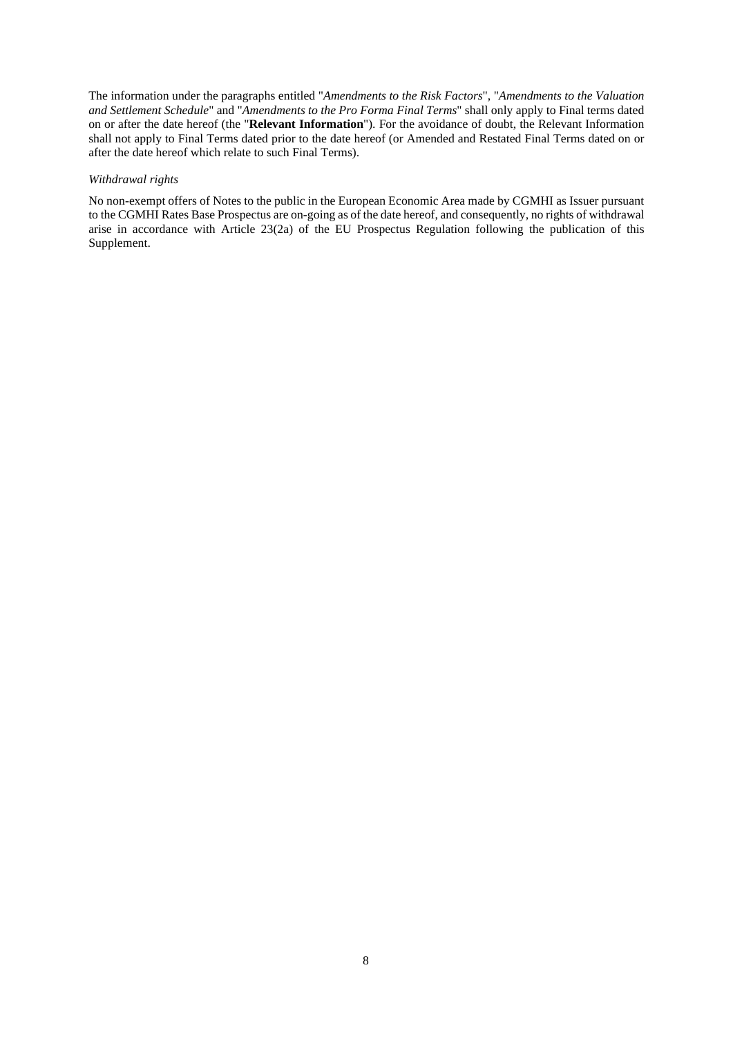The information under the paragraphs entitled "*Amendments to the Risk Factors*", "*Amendments to the Valuation and Settlement Schedule*" and "*Amendments to the Pro Forma Final Terms*" shall only apply to Final terms dated on or after the date hereof (the "**Relevant Information**"). For the avoidance of doubt, the Relevant Information shall not apply to Final Terms dated prior to the date hereof (or Amended and Restated Final Terms dated on or after the date hereof which relate to such Final Terms).

*Withdrawal rights*

No non-exempt offers of Notes to the public in the European Economic Area made by CGMHI as Issuer pursuant to the CGMHI Rates Base Prospectus are on-going as of the date hereof, and consequently, no rights of withdrawal arise in accordance with Article 23(2a) of the EU Prospectus Regulation following the publication of this Supplement.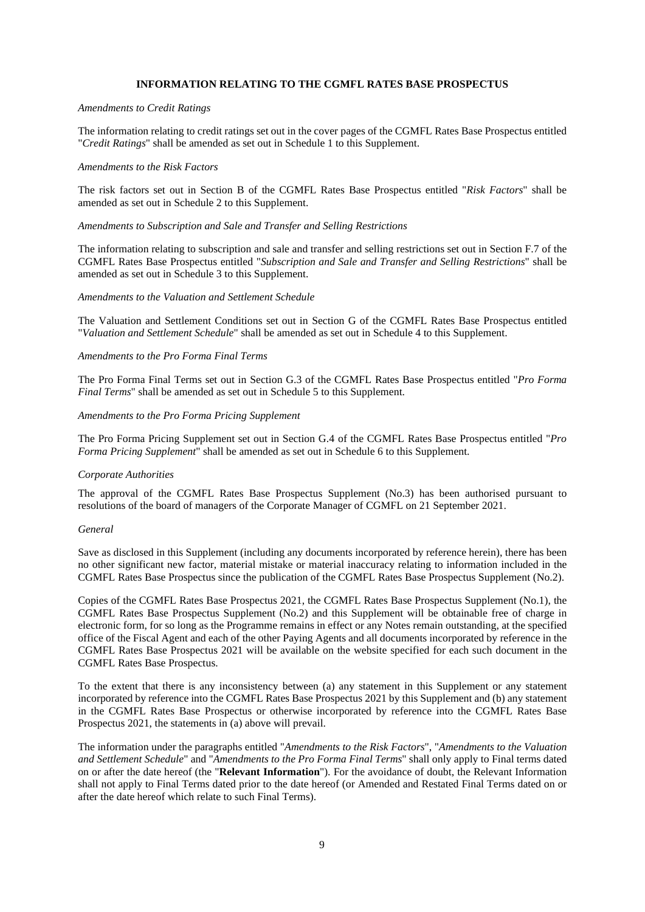**INFORMATION RELATING TO THE CGMFL RATES BASE PROSPECTUS**

*Amendments to Credit Ratings*

The information relating to credit ratings set out in the cover pages of the CGMFL Rates Base Prospectus entitled "*Credit Ratings*" shall be amended as set out in Schedule 1 to this Supplement.

*Amendments to the Risk Factors*

The risk factors set out in Section B of the CGMFL Rates Base Prospectus entitled "*Risk Factors*" shall be amended as set out in Schedule 2 to this Supplement.

*Amendments to Subscription and Sale and Transfer and Selling Restrictions*

The information relating to subscription and sale and transfer and selling restrictions set out in Section F.7 of the CGMFL Rates Base Prospectus entitled "*Subscription and Sale and Transfer and Selling Restrictions*" shall be amended as set out in Schedule 3 to this Supplement.

*Amendments to the Valuation and Settlement Schedule*

The Valuation and Settlement Conditions set out in Section G of the CGMFL Rates Base Prospectus entitled "*Valuation and Settlement Schedule*" shall be amended as set out in Schedule 4 to this Supplement.

*Amendments to the Pro Forma Final Terms*

The Pro Forma Final Terms set out in Section G.3 of the CGMFL Rates Base Prospectus entitled "*Pro Forma Final Terms*" shall be amended as set out in Schedule 5 to this Supplement.

*Amendments to the Pro Forma Pricing Supplement*

The Pro Forma Pricing Supplement set out in Section G.4 of the CGMFL Rates Base Prospectus entitled "*Pro Forma Pricing Supplement*" shall be amended as set out in Schedule 6 to this Supplement.

*Corporate Authorities*

The approval of the CGMFL Rates Base Prospectus Supplement (No.3) has been authorised pursuant to resolutions of the board of managers of the Corporate Manager of CGMFL on 21 September 2021.

*General*

Save as disclosed in this Supplement (including any documents incorporated by reference herein), there has been no other significant new factor, material mistake or material inaccuracy relating to information included in the CGMFL Rates Base Prospectus since the publication of the CGMFL Rates Base Prospectus Supplement (No.2).

Copies of the CGMFL Rates Base Prospectus 2021, the CGMFL Rates Base Prospectus Supplement (No.1), the CGMFL Rates Base Prospectus Supplement (No.2) and this Supplement will be obtainable free of charge in electronic form, for so long as the Programme remains in effect or any Notes remain outstanding, at the specified office of the Fiscal Agent and each of the other Paying Agents and all documents incorporated by reference in the CGMFL Rates Base Prospectus 2021 will be available on the website specified for each such document in the CGMFL Rates Base Prospectus.

To the extent that there is any inconsistency between (a) any statement in this Supplement or any statement incorporated by reference into the CGMFL Rates Base Prospectus 2021 by this Supplement and (b) any statement in the CGMFL Rates Base Prospectus or otherwise incorporated by reference into the CGMFL Rates Base Prospectus 2021, the statements in (a) above will prevail.

The information under the paragraphs entitled "*Amendments to the Risk Factors*", "*Amendments to the Valuation and Settlement Schedule*" and "*Amendments to the Pro Forma Final Terms*" shall only apply to Final terms dated on or after the date hereof (the "**Relevant Information**"). For the avoidance of doubt, the Relevant Information shall not apply to Final Terms dated prior to the date hereof (or Amended and Restated Final Terms dated on or after the date hereof which relate to such Final Terms).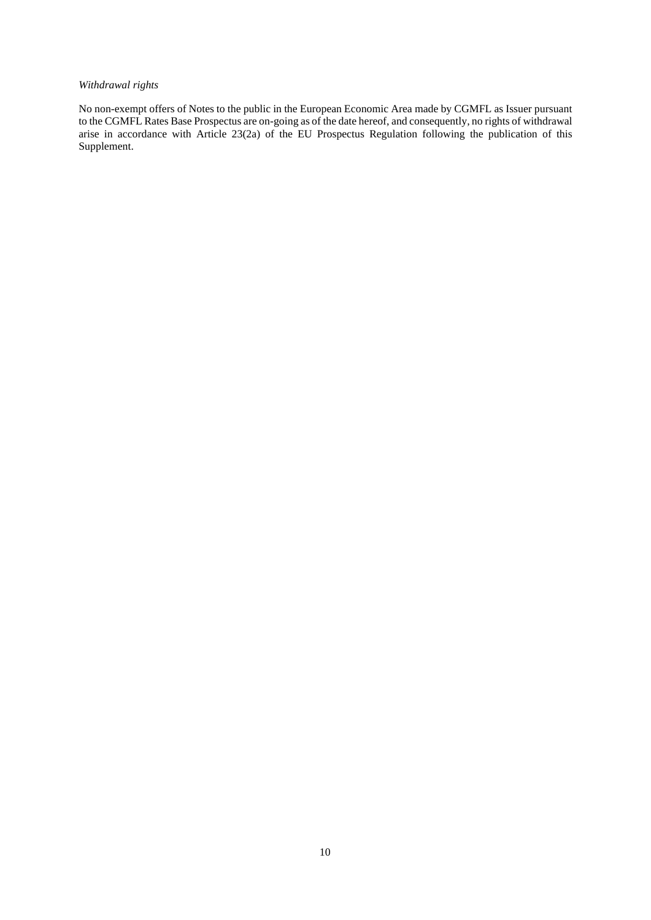*Withdrawal rights*

No non-exempt offers of Notes to the public in the European Economic Area made by CGMFL as Issuer pursuant to the CGMFL Rates Base Prospectus are on-going as of the date hereof, and consequently, no rights of withdrawal arise in accordance with Article 23(2a) of the EU Prospectus Regulation following the publication of this Supplement.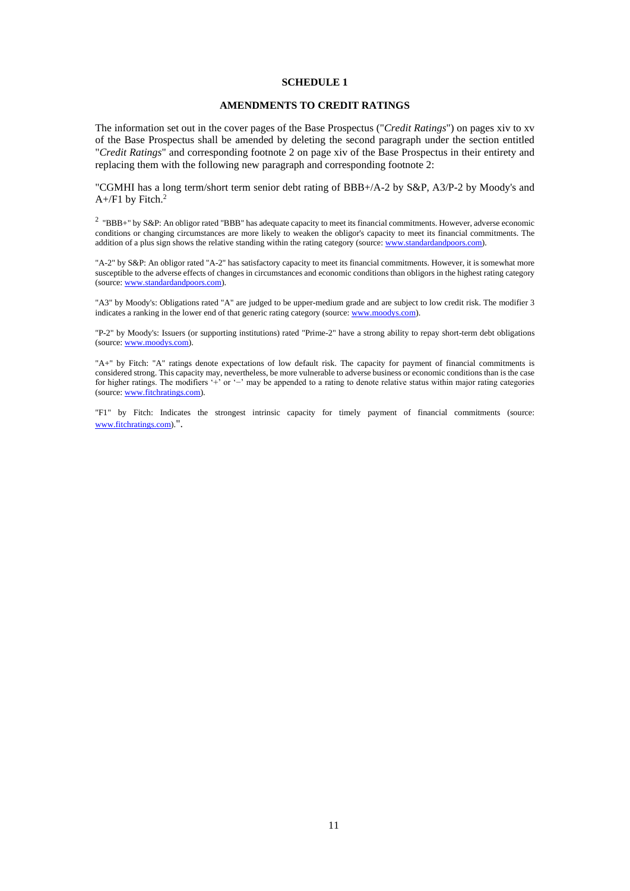**SCHEDULE 1**

**AMENDMENTS TO CREDIT RATINGS**

The information set out in the cover pages of the Base Prospectus ("*Credit Ratings*") on pages xiv to xv of the Base Prospectus shall be amended by deleting the second paragraph under the section entitled "*Credit Ratings*" and corresponding footnote 2 on page xiv of the Base Prospectus in their entirety and replacing them with the following new paragraph and corresponding footnote 2:

"CGMHI has a long term/short term senior debt rating of BBB+/A-2 by S&P, A3/P-2 by Moody's and A+/F1 by Fitch.[2]

[2] "BBB+" by S&P: An obligor rated "BBB" has adequate capacity to meet its financial commitments. However, adverse economic conditions or changing circumstances are more likely to weaken the obligor's capacity to meet its financial commitments. The addition of a plus sign shows the relative standing within the rating category (source: www.standardandpoors.com).

"A-2" by S&P: An obligor rated "A-2" has satisfactory capacity to meet its financial commitments. However, it is somewhat more susceptible to the adverse effects of changes in circumstances and economic conditions than obligors in the highest rating category (source: www.standardandpoors.com).

"A3" by Moody's: Obligations rated "A" are judged to be upper-medium grade and are subject to low credit risk. The modifier 3 indicates a ranking in the lower end of that generic rating category (source: www.moodys.com).

"P-2" by Moody's: Issuers (or supporting institutions) rated "Prime-2" have a strong ability to repay short-term debt obligations (source: www.moodys.com).

"A+" by Fitch: "A" ratings denote expectations of low default risk. The capacity for payment of financial commitments is considered strong. This capacity may, nevertheless, be more vulnerable to adverse business or economic conditions than is the case for higher ratings. The modifiers '+' or '−' may be appended to a rating to denote relative status within major rating categories (source: www.fitchratings.com).

"F1" by Fitch: Indicates the strongest intrinsic capacity for timely payment of financial commitments (source: www.fitchratings.com).".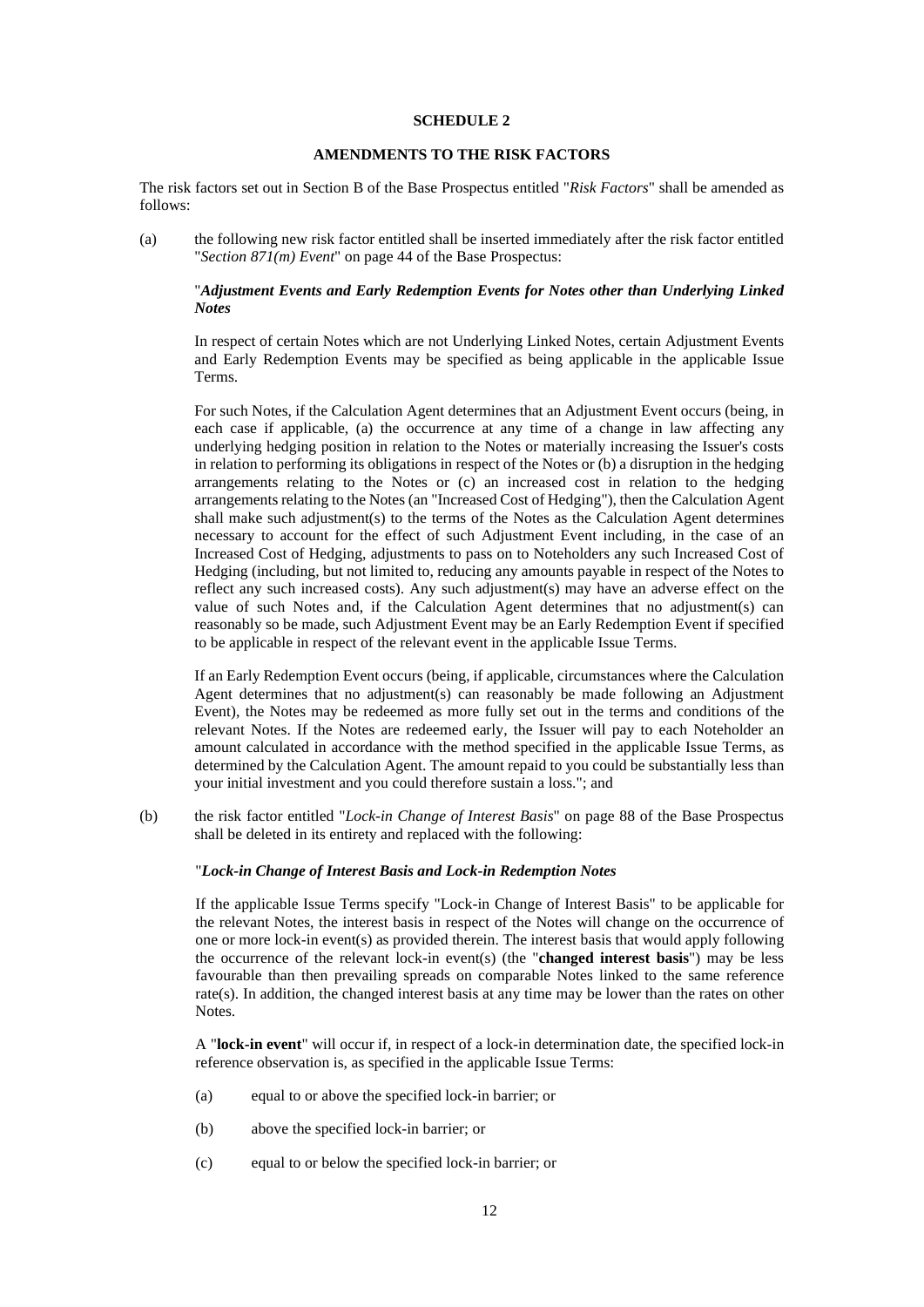## SCHEDULE 2

## AMENDMENTS TO THE RISK FACTORS

The risk factors set out in Section B of the Base Prospectus entitled "*Risk Factors*" shall be amended as follows:

(a) the following new risk factor entitled shall be inserted immediately after the risk factor entitled "*Section 871(m) Event*" on page 44 of the Base Prospectus:

"***Adjustment Events and Early Redemption Events for Notes other than Underlying Linked Notes***

In respect of certain Notes which are not Underlying Linked Notes, certain Adjustment Events and Early Redemption Events may be specified as being applicable in the applicable Issue Terms.

For such Notes, if the Calculation Agent determines that an Adjustment Event occurs (being, in each case if applicable, (a) the occurrence at any time of a change in law affecting any underlying hedging position in relation to the Notes or materially increasing the Issuer's costs in relation to performing its obligations in respect of the Notes or (b) a disruption in the hedging arrangements relating to the Notes or (c) an increased cost in relation to the hedging arrangements relating to the Notes (an "Increased Cost of Hedging"), then the Calculation Agent shall make such adjustment(s) to the terms of the Notes as the Calculation Agent determines necessary to account for the effect of such Adjustment Event including, in the case of an Increased Cost of Hedging, adjustments to pass on to Noteholders any such Increased Cost of Hedging (including, but not limited to, reducing any amounts payable in respect of the Notes to reflect any such increased costs). Any such adjustment(s) may have an adverse effect on the value of such Notes and, if the Calculation Agent determines that no adjustment(s) can reasonably so be made, such Adjustment Event may be an Early Redemption Event if specified to be applicable in respect of the relevant event in the applicable Issue Terms.

If an Early Redemption Event occurs (being, if applicable, circumstances where the Calculation Agent determines that no adjustment(s) can reasonably be made following an Adjustment Event), the Notes may be redeemed as more fully set out in the terms and conditions of the relevant Notes. If the Notes are redeemed early, the Issuer will pay to each Noteholder an amount calculated in accordance with the method specified in the applicable Issue Terms, as determined by the Calculation Agent. The amount repaid to you could be substantially less than your initial investment and you could therefore sustain a loss."; and

(b) the risk factor entitled "*Lock-in Change of Interest Basis*" on page 88 of the Base Prospectus shall be deleted in its entirety and replaced with the following:

"***Lock-in Change of Interest Basis and Lock-in Redemption Notes***

If the applicable Issue Terms specify "Lock-in Change of Interest Basis" to be applicable for the relevant Notes, the interest basis in respect of the Notes will change on the occurrence of one or more lock-in event(s) as provided therein. The interest basis that would apply following the occurrence of the relevant lock-in event(s) (the "**changed interest basis**") may be less favourable than then prevailing spreads on comparable Notes linked to the same reference rate(s). In addition, the changed interest basis at any time may be lower than the rates on other Notes.

A "**lock-in event**" will occur if, in respect of a lock-in determination date, the specified lock-in reference observation is, as specified in the applicable Issue Terms:

(a) equal to or above the specified lock-in barrier; or

(b) above the specified lock-in barrier; or

(c) equal to or below the specified lock-in barrier; or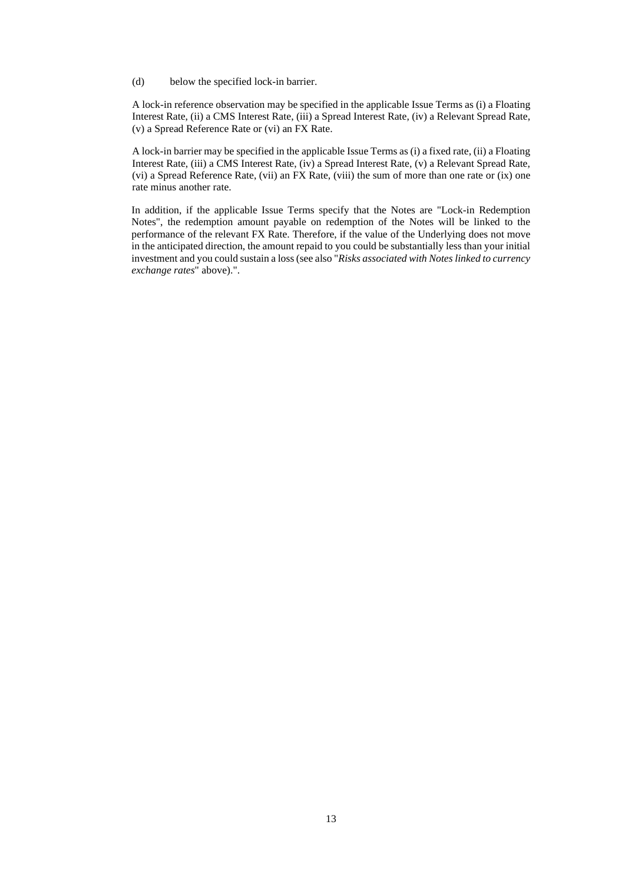(d) below the specified lock-in barrier.

A lock-in reference observation may be specified in the applicable Issue Terms as (i) a Floating Interest Rate, (ii) a CMS Interest Rate, (iii) a Spread Interest Rate, (iv) a Relevant Spread Rate, (v) a Spread Reference Rate or (vi) an FX Rate.

A lock-in barrier may be specified in the applicable Issue Terms as (i) a fixed rate, (ii) a Floating Interest Rate, (iii) a CMS Interest Rate, (iv) a Spread Interest Rate, (v) a Relevant Spread Rate, (vi) a Spread Reference Rate, (vii) an FX Rate, (viii) the sum of more than one rate or (ix) one rate minus another rate.

In addition, if the applicable Issue Terms specify that the Notes are "Lock-in Redemption Notes", the redemption amount payable on redemption of the Notes will be linked to the performance of the relevant FX Rate. Therefore, if the value of the Underlying does not move in the anticipated direction, the amount repaid to you could be substantially less than your initial investment and you could sustain a loss (see also "*Risks associated with Notes linked to currency exchange rates*" above).".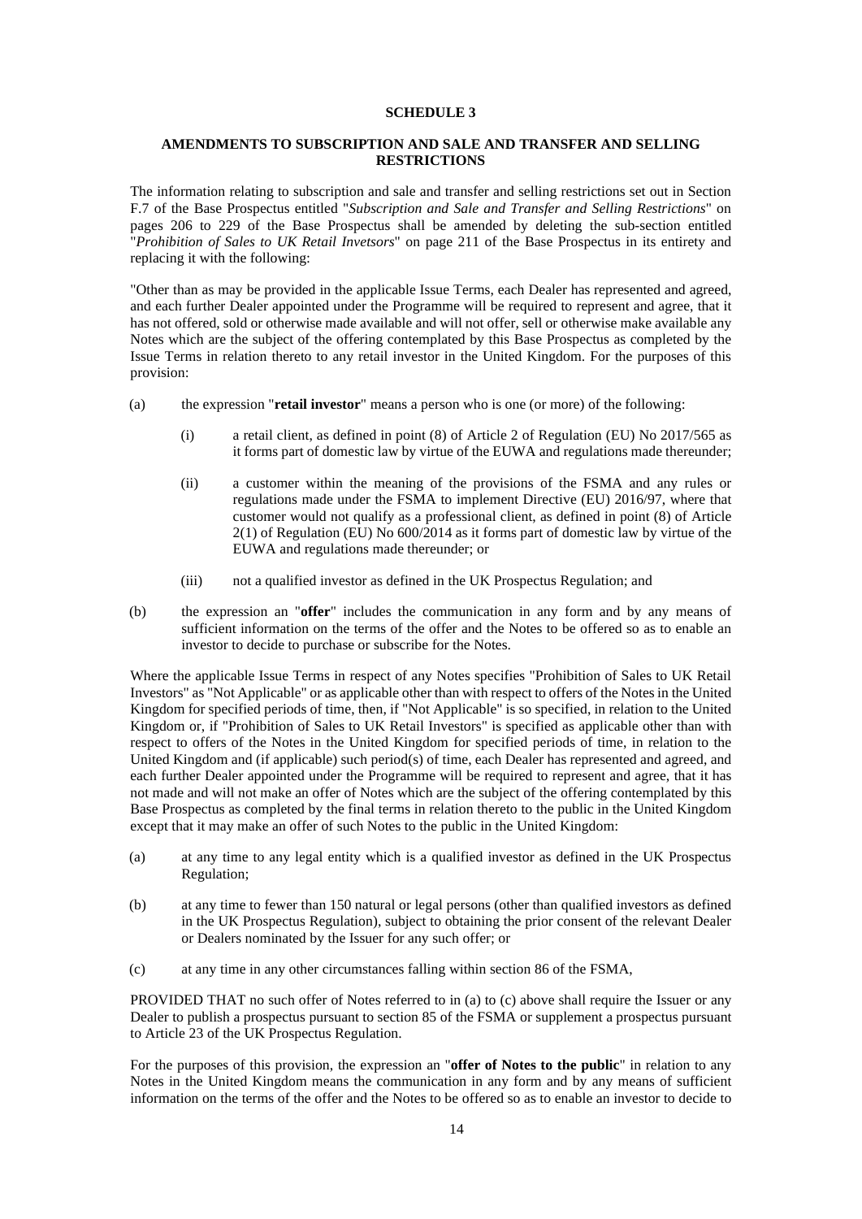## SCHEDULE 3

## AMENDMENTS TO SUBSCRIPTION AND SALE AND TRANSFER AND SELLING RESTRICTIONS

The information relating to subscription and sale and transfer and selling restrictions set out in Section F.7 of the Base Prospectus entitled "*Subscription and Sale and Transfer and Selling Restrictions*" on pages 206 to 229 of the Base Prospectus shall be amended by deleting the sub-section entitled "*Prohibition of Sales to UK Retail Invetsors*" on page 211 of the Base Prospectus in its entirety and replacing it with the following:

"Other than as may be provided in the applicable Issue Terms, each Dealer has represented and agreed, and each further Dealer appointed under the Programme will be required to represent and agree, that it has not offered, sold or otherwise made available and will not offer, sell or otherwise make available any Notes which are the subject of the offering contemplated by this Base Prospectus as completed by the Issue Terms in relation thereto to any retail investor in the United Kingdom. For the purposes of this provision:

(a) the expression "**retail investor**" means a person who is one (or more) of the following:

   (i) a retail client, as defined in point (8) of Article 2 of Regulation (EU) No 2017/565 as it forms part of domestic law by virtue of the EUWA and regulations made thereunder;

   (ii) a customer within the meaning of the provisions of the FSMA and any rules or regulations made under the FSMA to implement Directive (EU) 2016/97, where that customer would not qualify as a professional client, as defined in point (8) of Article 2(1) of Regulation (EU) No 600/2014 as it forms part of domestic law by virtue of the EUWA and regulations made thereunder; or

   (iii) not a qualified investor as defined in the UK Prospectus Regulation; and

(b) the expression an "**offer**" includes the communication in any form and by any means of sufficient information on the terms of the offer and the Notes to be offered so as to enable an investor to decide to purchase or subscribe for the Notes.

Where the applicable Issue Terms in respect of any Notes specifies "Prohibition of Sales to UK Retail Investors" as "Not Applicable" or as applicable other than with respect to offers of the Notes in the United Kingdom for specified periods of time, then, if "Not Applicable" is so specified, in relation to the United Kingdom or, if "Prohibition of Sales to UK Retail Investors" is specified as applicable other than with respect to offers of the Notes in the United Kingdom for specified periods of time, in relation to the United Kingdom and (if applicable) such period(s) of time, each Dealer has represented and agreed, and each further Dealer appointed under the Programme will be required to represent and agree, that it has not made and will not make an offer of Notes which are the subject of the offering contemplated by this Base Prospectus as completed by the final terms in relation thereto to the public in the United Kingdom except that it may make an offer of such Notes to the public in the United Kingdom:

(a) at any time to any legal entity which is a qualified investor as defined in the UK Prospectus Regulation;

(b) at any time to fewer than 150 natural or legal persons (other than qualified investors as defined in the UK Prospectus Regulation), subject to obtaining the prior consent of the relevant Dealer or Dealers nominated by the Issuer for any such offer; or

(c) at any time in any other circumstances falling within section 86 of the FSMA,

PROVIDED THAT no such offer of Notes referred to in (a) to (c) above shall require the Issuer or any Dealer to publish a prospectus pursuant to section 85 of the FSMA or supplement a prospectus pursuant to Article 23 of the UK Prospectus Regulation.

For the purposes of this provision, the expression an "**offer of Notes to the public**" in relation to any Notes in the United Kingdom means the communication in any form and by any means of sufficient information on the terms of the offer and the Notes to be offered so as to enable an investor to decide to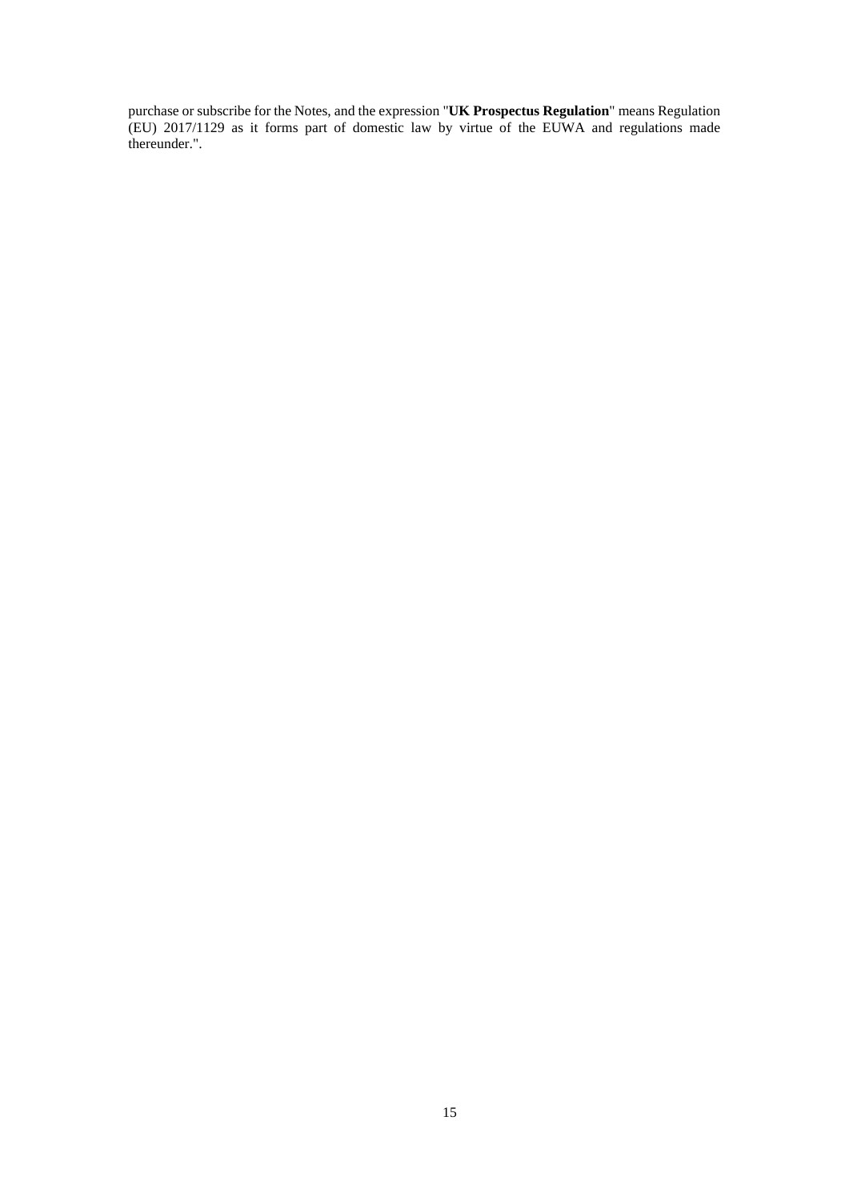purchase or subscribe for the Notes, and the expression "**UK Prospectus Regulation**" means Regulation (EU) 2017/1129 as it forms part of domestic law by virtue of the EUWA and regulations made thereunder.".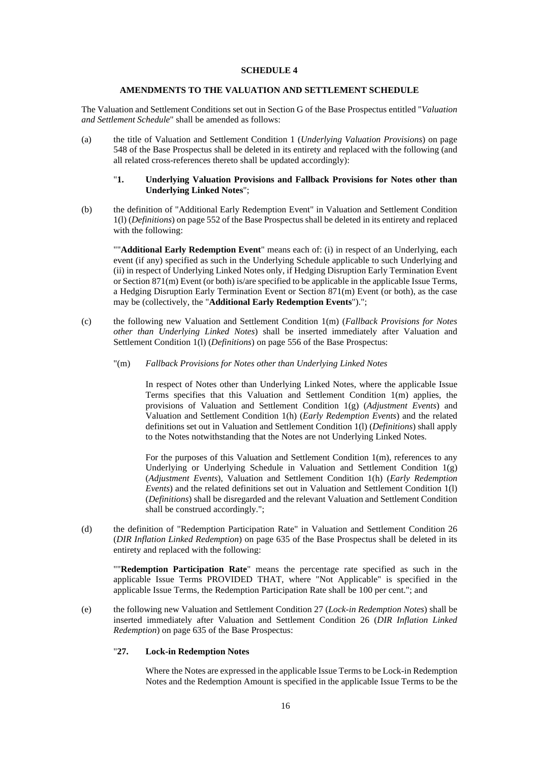**SCHEDULE 4**

**AMENDMENTS TO THE VALUATION AND SETTLEMENT SCHEDULE**

The Valuation and Settlement Conditions set out in Section G of the Base Prospectus entitled "*Valuation and Settlement Schedule*" shall be amended as follows:

(a) the title of Valuation and Settlement Condition 1 (*Underlying Valuation Provisions*) on page 548 of the Base Prospectus shall be deleted in its entirety and replaced with the following (and all related cross-references thereto shall be updated accordingly):

"**1. Underlying Valuation Provisions and Fallback Provisions for Notes other than Underlying Linked Notes**";

(b) the definition of "Additional Early Redemption Event" in Valuation and Settlement Condition 1(l) (*Definitions*) on page 552 of the Base Prospectus shall be deleted in its entirety and replaced with the following:

""**Additional Early Redemption Event**" means each of: (i) in respect of an Underlying, each event (if any) specified as such in the Underlying Schedule applicable to such Underlying and (ii) in respect of Underlying Linked Notes only, if Hedging Disruption Early Termination Event or Section 871(m) Event (or both) is/are specified to be applicable in the applicable Issue Terms, a Hedging Disruption Early Termination Event or Section 871(m) Event (or both), as the case may be (collectively, the "**Additional Early Redemption Events**").";

(c) the following new Valuation and Settlement Condition 1(m) (*Fallback Provisions for Notes other than Underlying Linked Notes*) shall be inserted immediately after Valuation and Settlement Condition 1(l) (*Definitions*) on page 556 of the Base Prospectus:

"(m) *Fallback Provisions for Notes other than Underlying Linked Notes*

In respect of Notes other than Underlying Linked Notes, where the applicable Issue Terms specifies that this Valuation and Settlement Condition 1(m) applies, the provisions of Valuation and Settlement Condition 1(g) (*Adjustment Events*) and Valuation and Settlement Condition 1(h) (*Early Redemption Events*) and the related definitions set out in Valuation and Settlement Condition 1(l) (*Definitions*) shall apply to the Notes notwithstanding that the Notes are not Underlying Linked Notes.

For the purposes of this Valuation and Settlement Condition 1(m), references to any Underlying or Underlying Schedule in Valuation and Settlement Condition 1(g) (*Adjustment Events*), Valuation and Settlement Condition 1(h) (*Early Redemption Events*) and the related definitions set out in Valuation and Settlement Condition 1(l) (*Definitions*) shall be disregarded and the relevant Valuation and Settlement Condition shall be construed accordingly.";

(d) the definition of "Redemption Participation Rate" in Valuation and Settlement Condition 26 (*DIR Inflation Linked Redemption*) on page 635 of the Base Prospectus shall be deleted in its entirety and replaced with the following:

""**Redemption Participation Rate**" means the percentage rate specified as such in the applicable Issue Terms PROVIDED THAT, where "Not Applicable" is specified in the applicable Issue Terms, the Redemption Participation Rate shall be 100 per cent."; and

(e) the following new Valuation and Settlement Condition 27 (*Lock-in Redemption Notes*) shall be inserted immediately after Valuation and Settlement Condition 26 (*DIR Inflation Linked Redemption*) on page 635 of the Base Prospectus:

"**27. Lock-in Redemption Notes**

Where the Notes are expressed in the applicable Issue Terms to be Lock-in Redemption Notes and the Redemption Amount is specified in the applicable Issue Terms to be the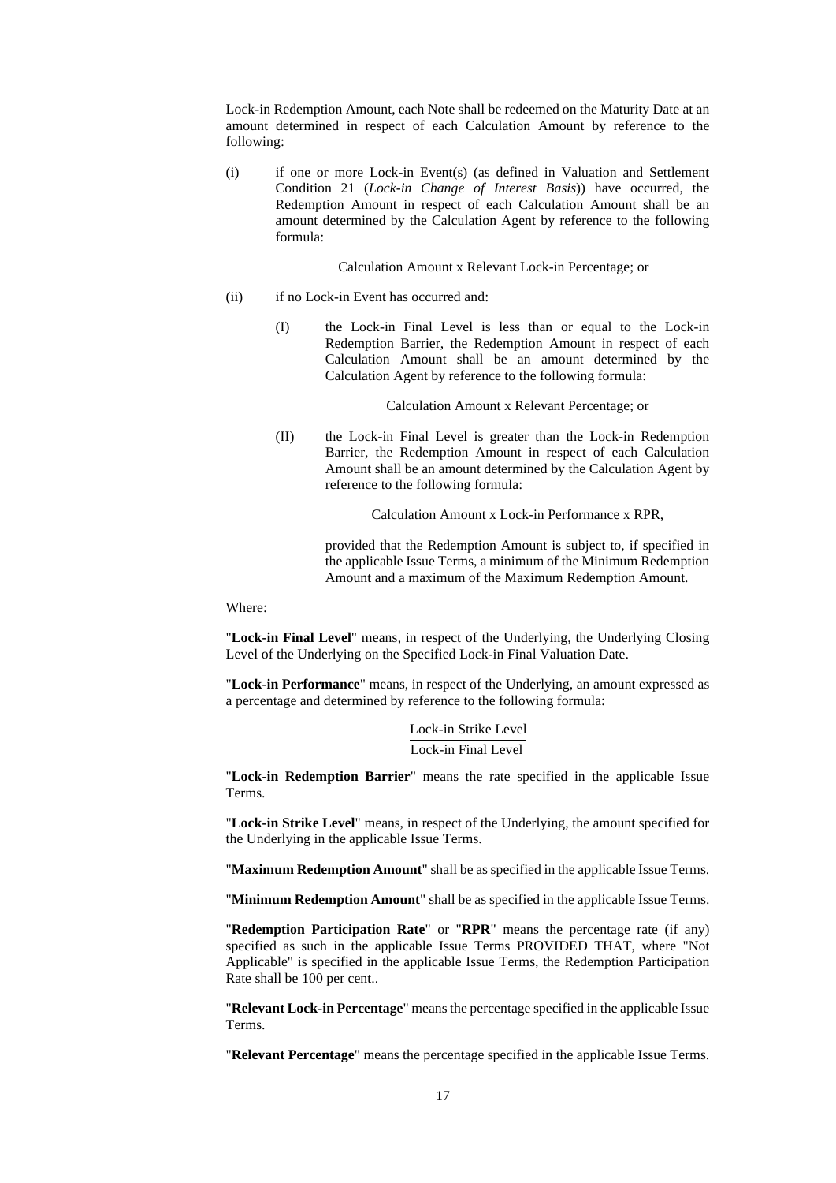Lock-in Redemption Amount, each Note shall be redeemed on the Maturity Date at an amount determined in respect of each Calculation Amount by reference to the following:

(i) if one or more Lock-in Event(s) (as defined in Valuation and Settlement Condition 21 (*Lock-in Change of Interest Basis*)) have occurred, the Redemption Amount in respect of each Calculation Amount shall be an amount determined by the Calculation Agent by reference to the following formula:

Calculation Amount x Relevant Lock-in Percentage; or

(ii) if no Lock-in Event has occurred and:

(I) the Lock-in Final Level is less than or equal to the Lock-in Redemption Barrier, the Redemption Amount in respect of each Calculation Amount shall be an amount determined by the Calculation Agent by reference to the following formula:

Calculation Amount x Relevant Percentage; or

(II) the Lock-in Final Level is greater than the Lock-in Redemption Barrier, the Redemption Amount in respect of each Calculation Amount shall be an amount determined by the Calculation Agent by reference to the following formula:

Calculation Amount x Lock-in Performance x RPR,

provided that the Redemption Amount is subject to, if specified in the applicable Issue Terms, a minimum of the Minimum Redemption Amount and a maximum of the Maximum Redemption Amount.

Where:

"**Lock-in Final Level**" means, in respect of the Underlying, the Underlying Closing Level of the Underlying on the Specified Lock-in Final Valuation Date.

"**Lock-in Performance**" means, in respect of the Underlying, an amount expressed as a percentage and determined by reference to the following formula:

$$\frac{\text{Lock-in Strike Level}}{\text{Lock-in Final Level}}$$

"**Lock-in Redemption Barrier**" means the rate specified in the applicable Issue Terms.

"**Lock-in Strike Level**" means, in respect of the Underlying, the amount specified for the Underlying in the applicable Issue Terms.

"**Maximum Redemption Amount**" shall be as specified in the applicable Issue Terms.

"**Minimum Redemption Amount**" shall be as specified in the applicable Issue Terms.

"**Redemption Participation Rate**" or "**RPR**" means the percentage rate (if any) specified as such in the applicable Issue Terms PROVIDED THAT, where "Not Applicable" is specified in the applicable Issue Terms, the Redemption Participation Rate shall be 100 per cent..

"**Relevant Lock-in Percentage**" means the percentage specified in the applicable Issue Terms.

"**Relevant Percentage**" means the percentage specified in the applicable Issue Terms.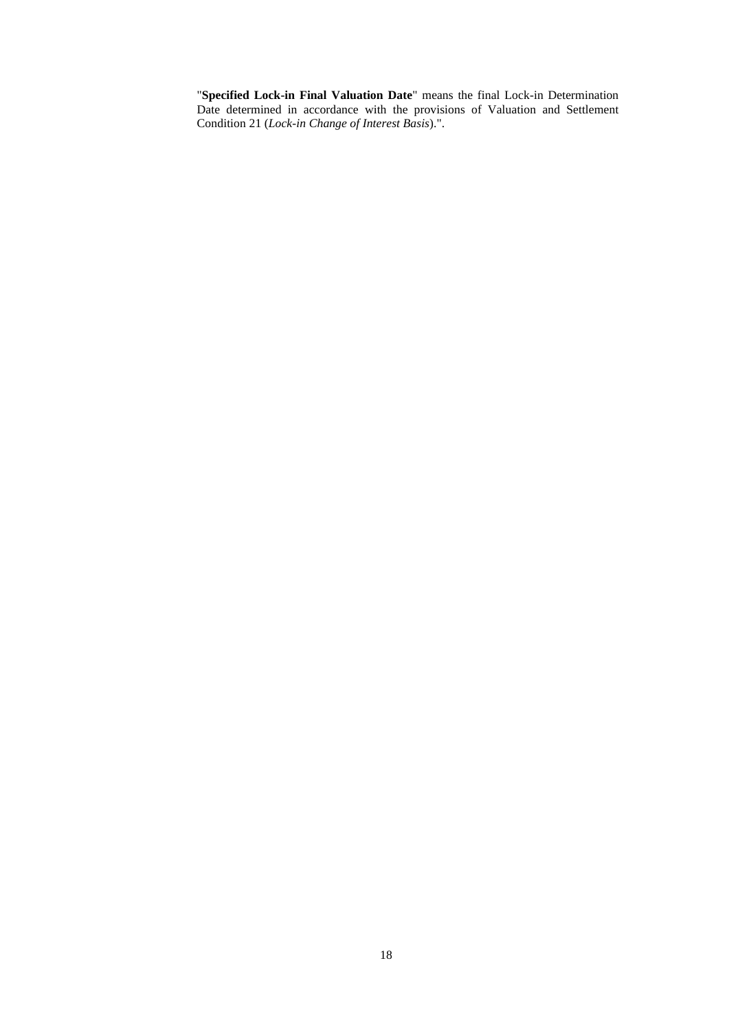"**Specified Lock-in Final Valuation Date**" means the final Lock-in Determination Date determined in accordance with the provisions of Valuation and Settlement Condition 21 (*Lock-in Change of Interest Basis*).".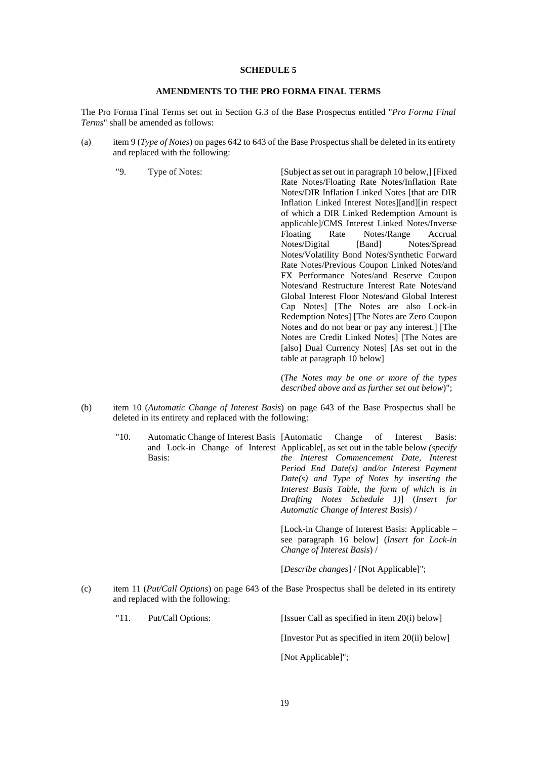**SCHEDULE 5**

**AMENDMENTS TO THE PRO FORMA FINAL TERMS**

The Pro Forma Final Terms set out in Section G.3 of the Base Prospectus entitled "*Pro Forma Final Terms*" shall be amended as follows:

(a) item 9 (*Type of Notes*) on pages 642 to 643 of the Base Prospectus shall be deleted in its entirety and replaced with the following:

| | | |
|---|---|---|
| "9. | Type of Notes: | [Subject as set out in paragraph 10 below,] [Fixed Rate Notes/Floating Rate Notes/Inflation Rate Notes/DIR Inflation Linked Notes [that are DIR Inflation Linked Interest Notes][and][in respect of which a DIR Linked Redemption Amount is applicable]/CMS Interest Linked Notes/Inverse Floating Rate Notes/Range Accrual Notes/Digital [Band] Notes/Spread Notes/Volatility Bond Notes/Synthetic Forward Rate Notes/Previous Coupon Linked Notes/and FX Performance Notes/and Reserve Coupon Notes/and Restructure Interest Rate Notes/and Global Interest Floor Notes/and Global Interest Cap Notes] [The Notes are also Lock-in Redemption Notes] [The Notes are Zero Coupon Notes and do not bear or pay any interest.] [The Notes are Credit Linked Notes] [The Notes are [also] Dual Currency Notes] [As set out in the table at paragraph 10 below]<br><br>(*The Notes may be one or more of the types described above and as further set out below*)"; |

(b) item 10 (*Automatic Change of Interest Basis*) on page 643 of the Base Prospectus shall be deleted in its entirety and replaced with the following:

| | | |
|---|---|---|
| "10. | Automatic Change of Interest Basis and Lock-in Change of Interest Basis: | [Automatic Change of Interest Basis: Applicable[, as set out in the table below *(specify the Interest Commencement Date, Interest Period End Date(s) and/or Interest Payment Date(s) and Type of Notes by inserting the Interest Basis Table, the form of which is in Drafting Notes Schedule 1)*] (*Insert for Automatic Change of Interest Basis*) /<br><br>[Lock-in Change of Interest Basis: Applicable – see paragraph 16 below] (*Insert for Lock-in Change of Interest Basis*) /<br><br>[*Describe changes*] / [Not Applicable]"; |

(c) item 11 (*Put/Call Options*) on page 643 of the Base Prospectus shall be deleted in its entirety and replaced with the following:

| | | |
|---|---|---|
| "11. | Put/Call Options: | [Issuer Call as specified in item 20(i) below]<br><br>[Investor Put as specified in item 20(ii) below]<br><br>[Not Applicable]"; |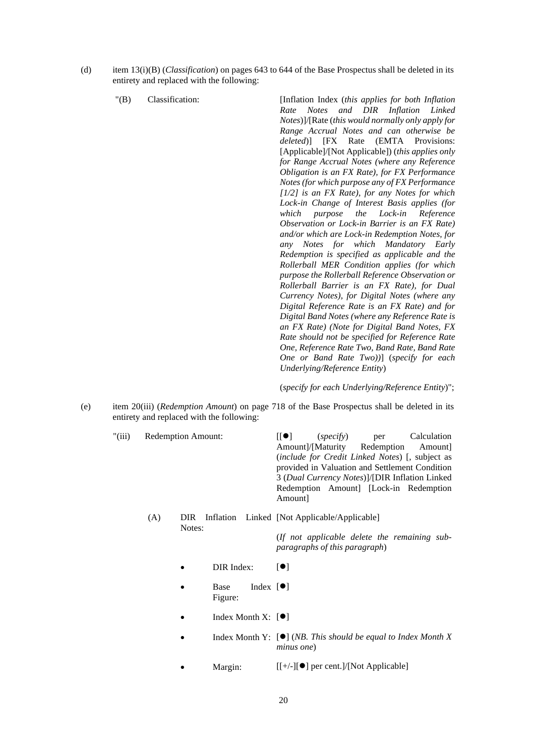(d) item 13(i)(B) (*Classification*) on pages 643 to 644 of the Base Prospectus shall be deleted in its entirety and replaced with the following:

| | |
|---|---|
| "(B) Classification: | [Inflation Index (*this applies for both Inflation Rate Notes and DIR Inflation Linked Notes*)]/[Rate (*this would normally only apply for Range Accrual Notes and can otherwise be deleted*)] [FX Rate (EMTA Provisions: [Applicable]/[Not Applicable]) (*this applies only for Range Accrual Notes (where any Reference Obligation is an FX Rate), for FX Performance Notes (for which purpose any of FX Performance [1/2] is an FX Rate), for any Notes for which Lock-in Change of Interest Basis applies (for which purpose the Lock-in Reference Observation or Lock-in Barrier is an FX Rate) and/or which are Lock-in Redemption Notes, for any Notes for which Mandatory Early Redemption is specified as applicable and the Rollerball MER Condition applies (for which purpose the Rollerball Reference Observation or Rollerball Barrier is an FX Rate), for Dual Currency Notes), for Digital Notes (where any Digital Reference Rate is an FX Rate) and for Digital Band Notes (where any Reference Rate is an FX Rate) (Note for Digital Band Notes, FX Rate should not be specified for Reference Rate One, Reference Rate Two, Band Rate, Band Rate One or Band Rate Two)*)] (*specify for each Underlying/Reference Entity*)<br><br>(*specify for each Underlying/Reference Entity*)"; |

(e) item 20(iii) (*Redemption Amount*) on page 718 of the Base Prospectus shall be deleted in its entirety and replaced with the following:

| | |
|---|---|
| "(iii) Redemption Amount: | [[●] (*specify*) per Calculation Amount]/[Maturity Redemption Amount] (*include for Credit Linked Notes*) [, subject as provided in Valuation and Settlement Condition 3 (*Dual Currency Notes*)]/[DIR Inflation Linked Redemption Amount] [Lock-in Redemption Amount] |
| (A) DIR Inflation Linked Notes: | [Not Applicable/Applicable]<br><br>(*If not applicable delete the remaining sub-paragraphs of this paragraph*) |
| • DIR Index: | [●] |
| • Base Index Figure: | [●] |
| • Index Month X: | [●] |
| • Index Month Y: | [●] (*NB. This should be equal to Index Month X minus one*) |
| • Margin: | [[+/-][●] per cent.]/[Not Applicable] |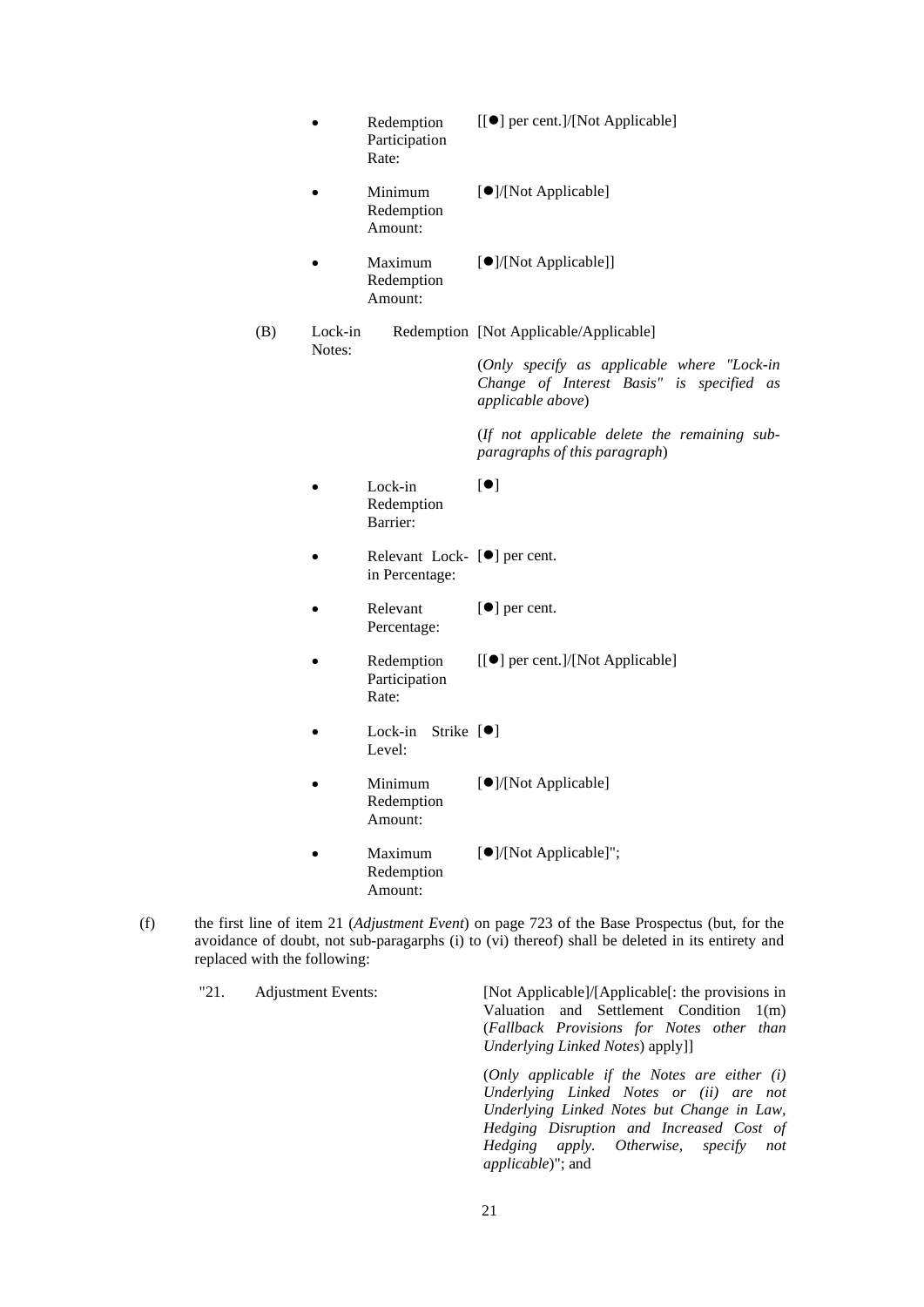- Redemption Participation Rate: [[●] per cent.]/[Not Applicable]
- Minimum Redemption Amount: [●]/[Not Applicable]
- Maximum Redemption Amount: [●]/[Not Applicable]]

(B) Lock-in Redemption Notes: [Not Applicable/Applicable]

(*Only specify as applicable where "Lock-in Change of Interest Basis" is specified as applicable above*)

(*If not applicable delete the remaining sub-paragraphs of this paragraph*)

- Lock-in Redemption Barrier: [●]
- Relevant Lock-in Percentage: [●] per cent.
- Relevant Percentage: [●] per cent.
- Redemption Participation Rate: [[●] per cent.]/[Not Applicable]
- Lock-in Strike Level: [●]
- Minimum Redemption Amount: [●]/[Not Applicable]
- Maximum Redemption Amount: [●]/[Not Applicable]";

(f) the first line of item 21 (*Adjustment Event*) on page 723 of the Base Prospectus (but, for the avoidance of doubt, not sub-paragarphs (i) to (vi) thereof) shall be deleted in its entirety and replaced with the following:

"21. Adjustment Events: [Not Applicable]/[Applicable[: the provisions in Valuation and Settlement Condition 1(m) (*Fallback Provisions for Notes other than Underlying Linked Notes*) apply]]

(*Only applicable if the Notes are either (i) Underlying Linked Notes or (ii) are not Underlying Linked Notes but Change in Law, Hedging Disruption and Increased Cost of Hedging apply. Otherwise, specify not applicable*)"; and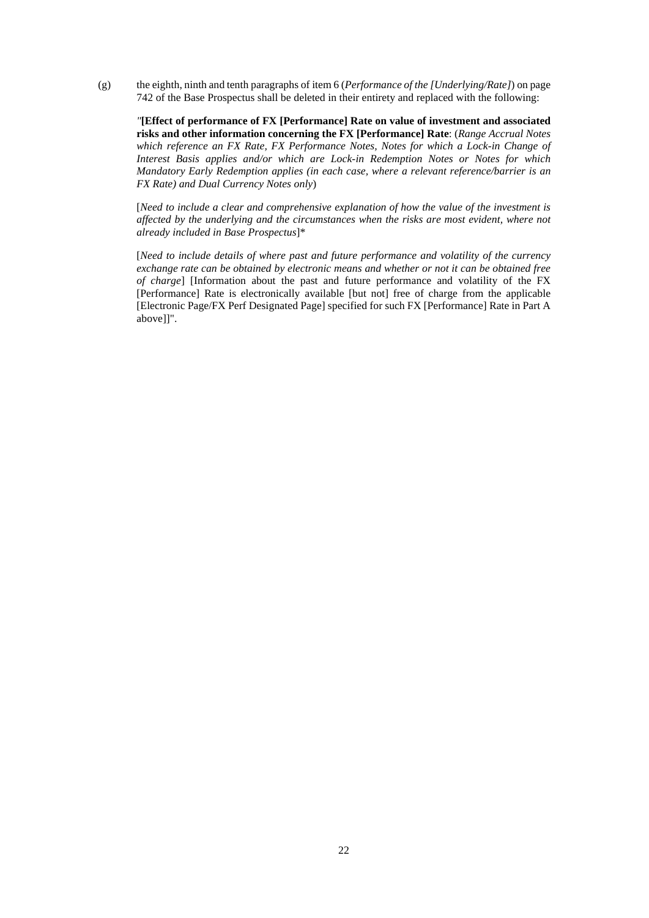(g) the eighth, ninth and tenth paragraphs of item 6 (*Performance of the [Underlying/Rate]*) on page 742 of the Base Prospectus shall be deleted in their entirety and replaced with the following:

> "**[Effect of performance of FX [Performance] Rate on value of investment and associated risks and other information concerning the FX [Performance] Rate**: (*Range Accrual Notes which reference an FX Rate, FX Performance Notes, Notes for which a Lock-in Change of Interest Basis applies and/or which are Lock-in Redemption Notes or Notes for which Mandatory Early Redemption applies (in each case, where a relevant reference/barrier is an FX Rate) and Dual Currency Notes only*)
>
> [*Need to include a clear and comprehensive explanation of how the value of the investment is affected by the underlying and the circumstances when the risks are most evident, where not already included in Base Prospectus*]*
>
> [*Need to include details of where past and future performance and volatility of the currency exchange rate can be obtained by electronic means and whether or not it can be obtained free of charge*] [Information about the past and future performance and volatility of the FX [Performance] Rate is electronically available [but not] free of charge from the applicable [Electronic Page/FX Perf Designated Page] specified for such FX [Performance] Rate in Part A above]]".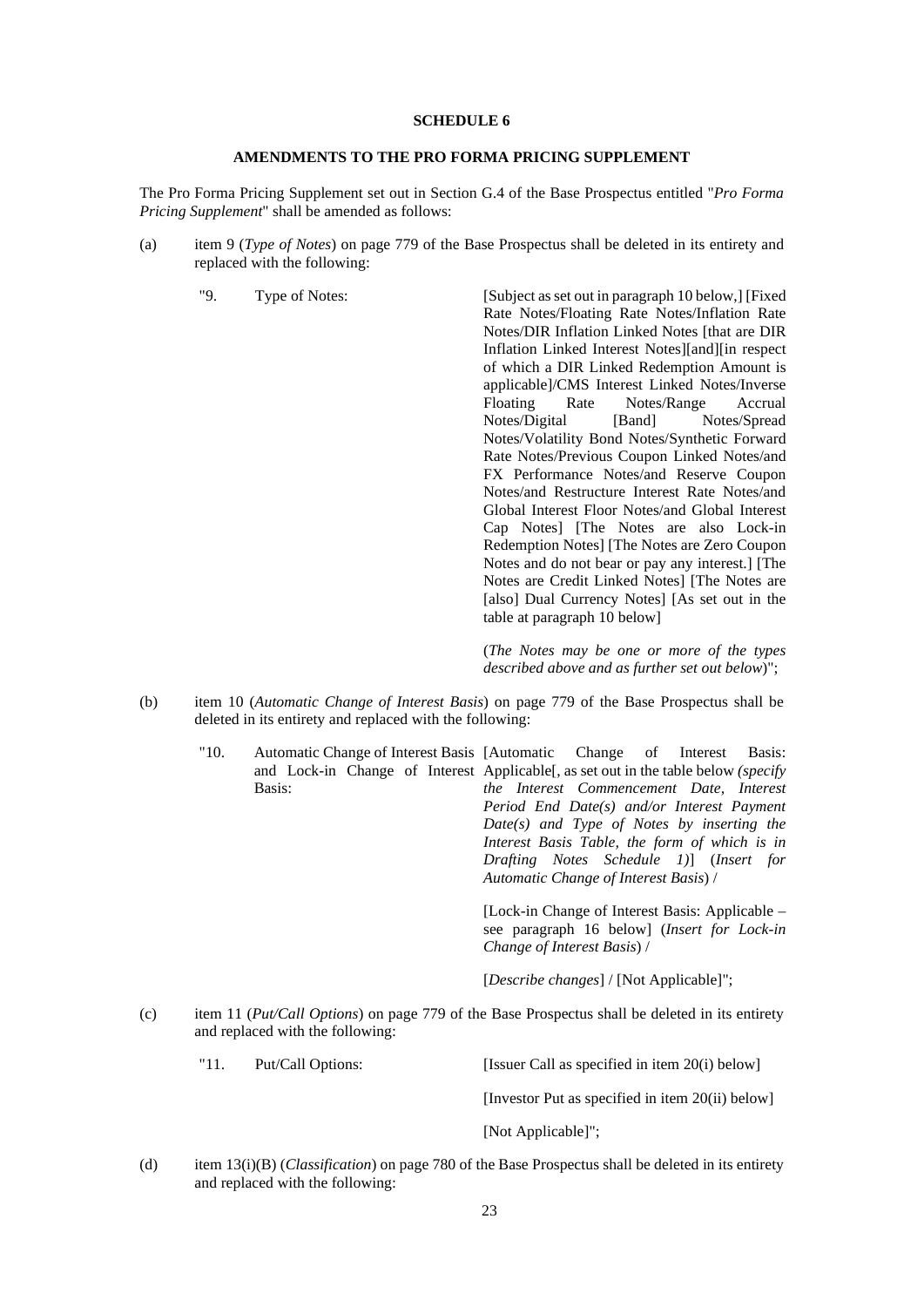**SCHEDULE 6**

**AMENDMENTS TO THE PRO FORMA PRICING SUPPLEMENT**

The Pro Forma Pricing Supplement set out in Section G.4 of the Base Prospectus entitled "*Pro Forma Pricing Supplement*" shall be amended as follows:

(a) item 9 (*Type of Notes*) on page 779 of the Base Prospectus shall be deleted in its entirety and replaced with the following:

| | | |
|---|---|---|
| "9. | Type of Notes: | [Subject as set out in paragraph 10 below,] [Fixed Rate Notes/Floating Rate Notes/Inflation Rate Notes/DIR Inflation Linked Notes [that are DIR Inflation Linked Interest Notes][and][in respect of which a DIR Linked Redemption Amount is applicable]/CMS Interest Linked Notes/Inverse Floating Rate Notes/Range Accrual Notes/Digital [Band] Notes/Spread Notes/Volatility Bond Notes/Synthetic Forward Rate Notes/Previous Coupon Linked Notes/and FX Performance Notes/and Reserve Coupon Notes/and Restructure Interest Rate Notes/and Global Interest Floor Notes/and Global Interest Cap Notes] [The Notes are also Lock-in Redemption Notes] [The Notes are Zero Coupon Notes and do not bear or pay any interest.] [The Notes are Credit Linked Notes] [The Notes are [also] Dual Currency Notes] [As set out in the table at paragraph 10 below]<br><br>(*The Notes may be one or more of the types described above and as further set out below*)"; |

(b) item 10 (*Automatic Change of Interest Basis*) on page 779 of the Base Prospectus shall be deleted in its entirety and replaced with the following:

| | | |
|---|---|---|
| "10. | Automatic Change of Interest Basis and Lock-in Change of Interest Basis: | [Automatic Change of Interest Basis: Applicable[, as set out in the table below *(specify the Interest Commencement Date, Interest Period End Date(s) and/or Interest Payment Date(s) and Type of Notes by inserting the Interest Basis Table, the form of which is in Drafting Notes Schedule 1)*] (*Insert for Automatic Change of Interest Basis*) /<br><br>[Lock-in Change of Interest Basis: Applicable – see paragraph 16 below] (*Insert for Lock-in Change of Interest Basis*) /<br><br>[*Describe changes*] / [Not Applicable]"; |

(c) item 11 (*Put/Call Options*) on page 779 of the Base Prospectus shall be deleted in its entirety and replaced with the following:

| | | |
|---|---|---|
| "11. | Put/Call Options: | [Issuer Call as specified in item 20(i) below]<br><br>[Investor Put as specified in item 20(ii) below]<br><br>[Not Applicable]"; |

(d) item 13(i)(B) (*Classification*) on page 780 of the Base Prospectus shall be deleted in its entirety and replaced with the following: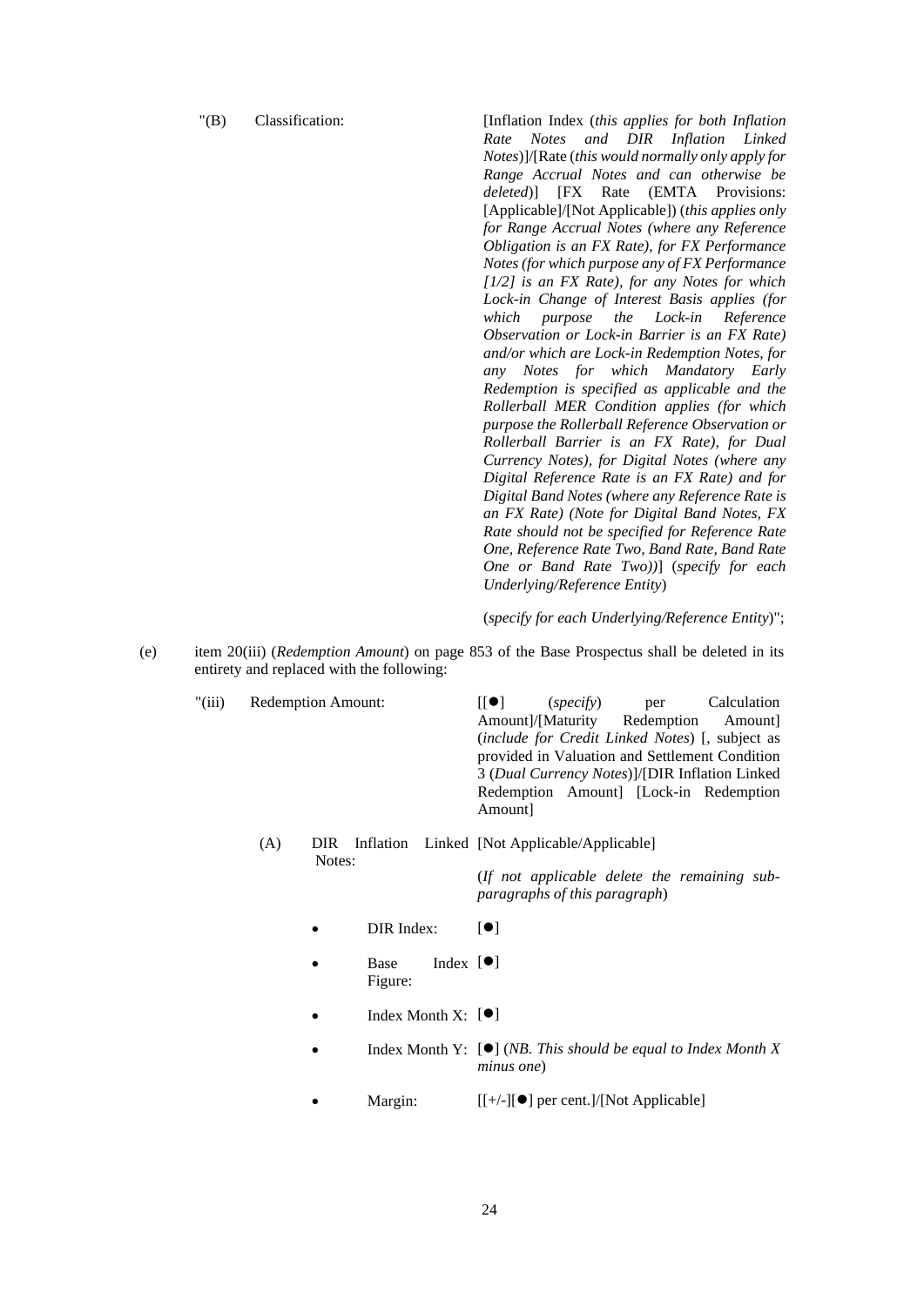"(B) Classification: [Inflation Index (*this applies for both Inflation Rate Notes and DIR Inflation Linked Notes*)]/[Rate (*this would normally only apply for Range Accrual Notes and can otherwise be deleted*)] [FX Rate (EMTA Provisions: [Applicable]/[Not Applicable]) (*this applies only for Range Accrual Notes (where any Reference Obligation is an FX Rate), for FX Performance Notes (for which purpose any of FX Performance [1/2] is an FX Rate), for any Notes for which Lock-in Change of Interest Basis applies (for which purpose the Lock-in Reference Observation or Lock-in Barrier is an FX Rate) and/or which are Lock-in Redemption Notes, for any Notes for which Mandatory Early Redemption is specified as applicable and the Rollerball MER Condition applies (for which purpose the Rollerball Reference Observation or Rollerball Barrier is an FX Rate), for Dual Currency Notes), for Digital Notes (where any Digital Reference Rate is an FX Rate) and for Digital Band Notes (where any Reference Rate is an FX Rate) (Note for Digital Band Notes, FX Rate should not be specified for Reference Rate One, Reference Rate Two, Band Rate, Band Rate One or Band Rate Two))*] (*specify for each Underlying/Reference Entity*)

(*specify for each Underlying/Reference Entity*)";

(e) item 20(iii) (*Redemption Amount*) on page 853 of the Base Prospectus shall be deleted in its entirety and replaced with the following:

"(iii) Redemption Amount: [[●] (*specify*) per Calculation Amount]/[Maturity Redemption Amount] (*include for Credit Linked Notes*) [, subject as provided in Valuation and Settlement Condition 3 (*Dual Currency Notes*)]/[DIR Inflation Linked Redemption Amount] [Lock-in Redemption Amount]

(A) DIR Inflation Linked Notes: [Not Applicable/Applicable]

(*If not applicable delete the remaining sub-paragraphs of this paragraph*)

- DIR Index: [●]
- Base Index Figure: [●]
- Index Month X: [●]
- Index Month Y: [●] (*NB. This should be equal to Index Month X minus one*)
- Margin: [[+/-][●] per cent.]/[Not Applicable]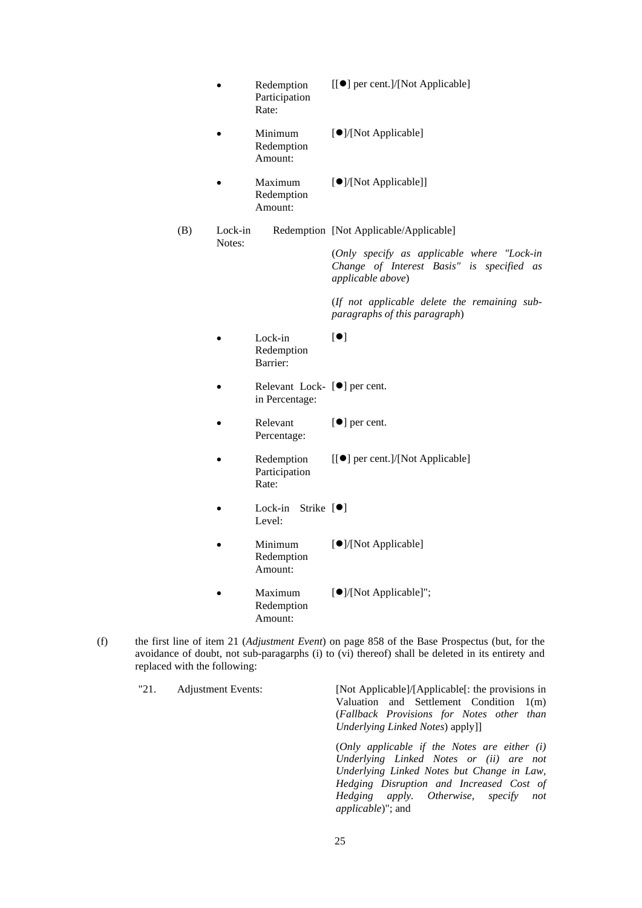- Redemption Participation Rate: [[●] per cent.]/[Not Applicable]

- Minimum Redemption Amount: [●]/[Not Applicable]

- Maximum Redemption Amount: [●]/[Not Applicable]]

(B) Lock-in Redemption Notes: [Not Applicable/Applicable]

(*Only specify as applicable where "Lock-in Change of Interest Basis" is specified as applicable above*)

(*If not applicable delete the remaining sub-paragraphs of this paragraph*)

- Lock-in Redemption Barrier: [●]

- Relevant Lock-in Percentage: [●] per cent.

- Relevant Percentage: [●] per cent.

- Redemption Participation Rate: [[●] per cent.]/[Not Applicable]

- Lock-in Strike Level: [●]

- Minimum Redemption Amount: [●]/[Not Applicable]

- Maximum Redemption Amount: [●]/[Not Applicable]";

(f) the first line of item 21 (*Adjustment Event*) on page 858 of the Base Prospectus (but, for the avoidance of doubt, not sub-paragarphs (i) to (vi) thereof) shall be deleted in its entirety and replaced with the following:

"21. Adjustment Events: [Not Applicable]/[Applicable[: the provisions in Valuation and Settlement Condition 1(m) (*Fallback Provisions for Notes other than Underlying Linked Notes*) apply]]

(*Only applicable if the Notes are either (i) Underlying Linked Notes or (ii) are not Underlying Linked Notes but Change in Law, Hedging Disruption and Increased Cost of Hedging apply. Otherwise, specify not applicable*)"; and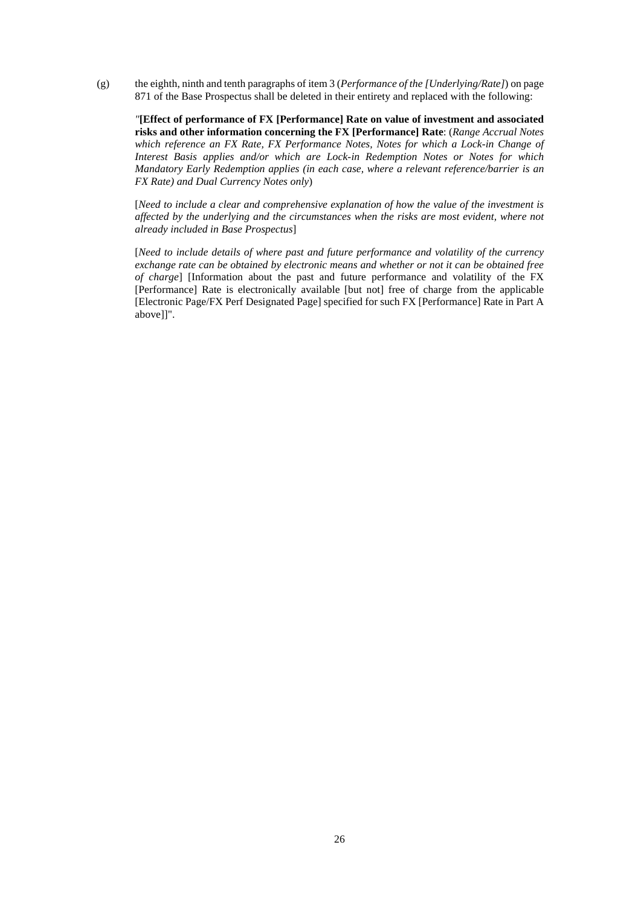(g) the eighth, ninth and tenth paragraphs of item 3 (*Performance of the [Underlying/Rate]*) on page 871 of the Base Prospectus shall be deleted in their entirety and replaced with the following:

"**[Effect of performance of FX [Performance] Rate on value of investment and associated risks and other information concerning the FX [Performance] Rate**: (*Range Accrual Notes which reference an FX Rate, FX Performance Notes, Notes for which a Lock-in Change of Interest Basis applies and/or which are Lock-in Redemption Notes or Notes for which Mandatory Early Redemption applies (in each case, where a relevant reference/barrier is an FX Rate) and Dual Currency Notes only*)

[*Need to include a clear and comprehensive explanation of how the value of the investment is affected by the underlying and the circumstances when the risks are most evident, where not already included in Base Prospectus*]

[*Need to include details of where past and future performance and volatility of the currency exchange rate can be obtained by electronic means and whether or not it can be obtained free of charge*] [Information about the past and future performance and volatility of the FX [Performance] Rate is electronically available [but not] free of charge from the applicable [Electronic Page/FX Perf Designated Page] specified for such FX [Performance] Rate in Part A above]]".